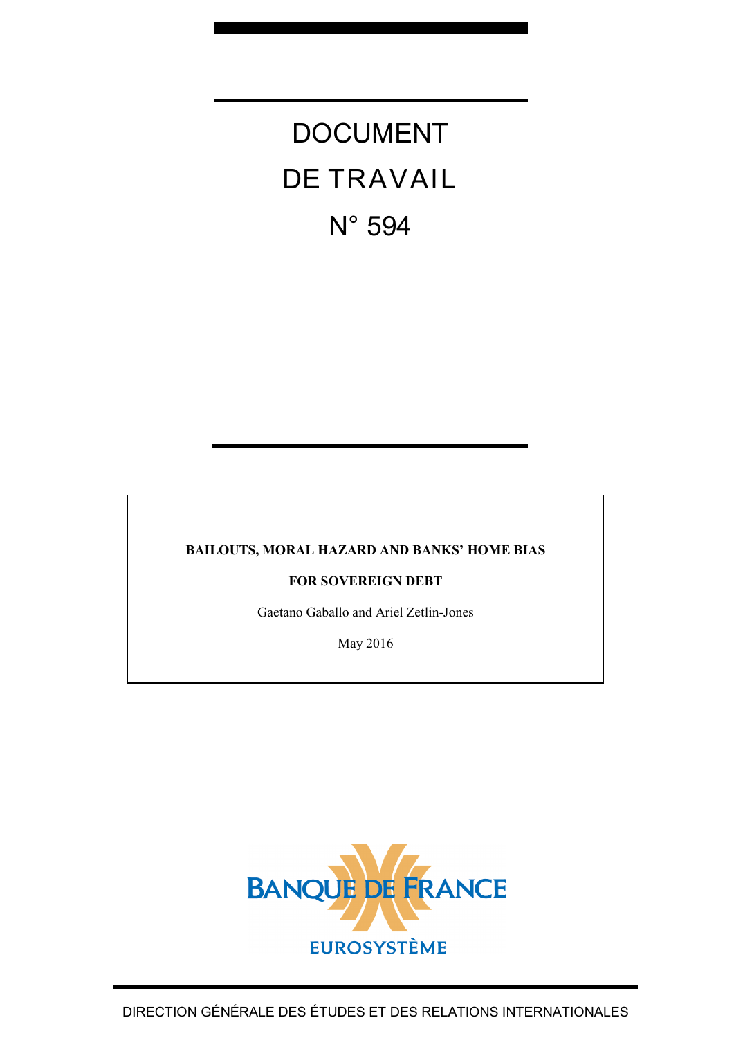# DOCUMENT DE TRAVAIL N° 594

**BAILOUTS, MORAL HAZARD AND BANKS' HOME BIAS FOR SOVEREIGN DEBT**

Gaetano Gaballo and Ariel Zetlin-Jones

May 2016

BANQUE DE FRANCE

EUROSYSTÈME

DIRECTION GÉNÉRALE DES ÉTUDES ET DES RELATIONS INTERNATIONALES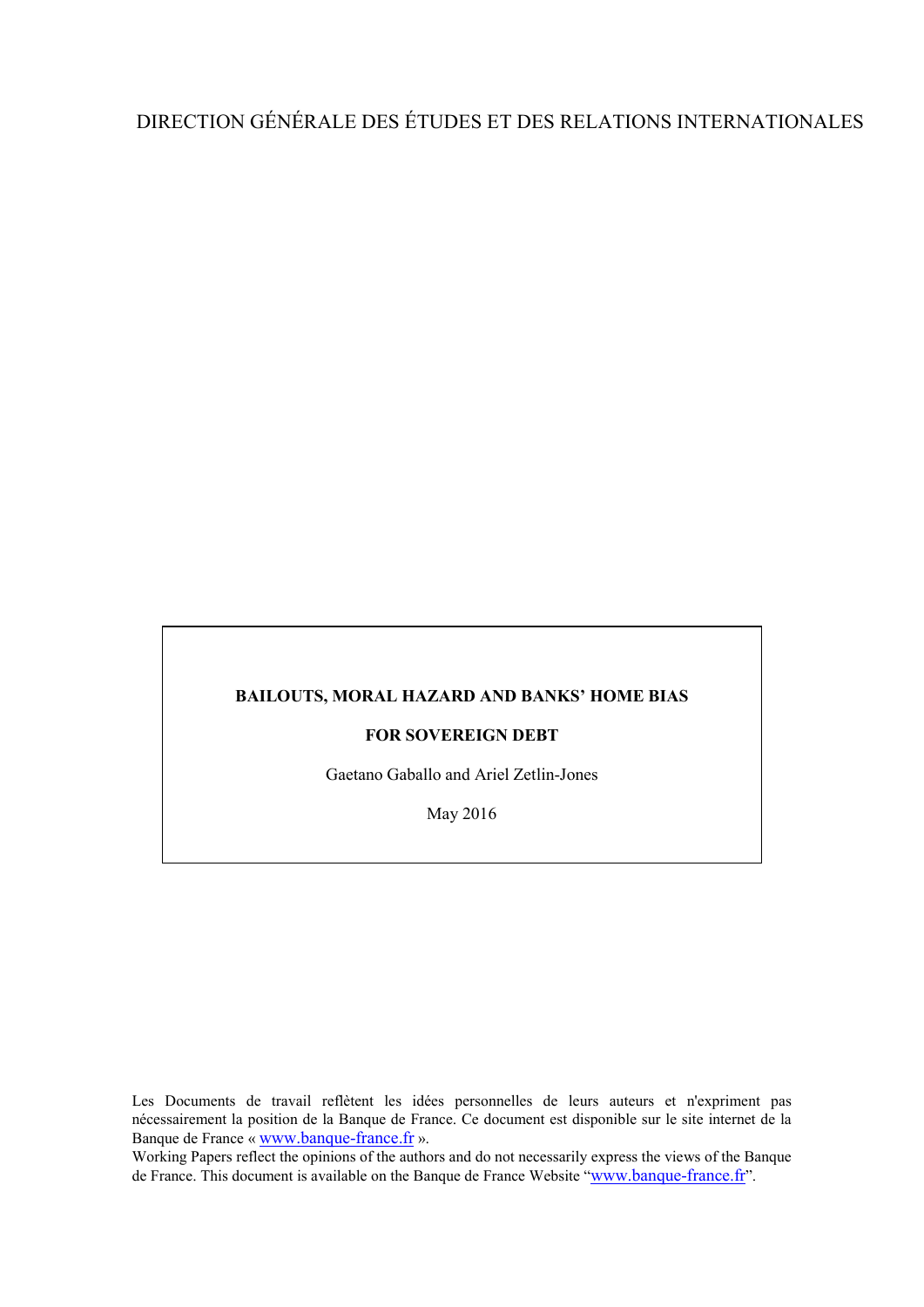DIRECTION GÉNÉRALE DES ÉTUDES ET DES RELATIONS INTERNATIONALES

**BAILOUTS, MORAL HAZARD AND BANKS' HOME BIAS**

**FOR SOVEREIGN DEBT**

Gaetano Gaballo and Ariel Zetlin-Jones

May 2016

Les Documents de travail reflètent les idées personnelles de leurs auteurs et n'expriment pas nécessairement la position de la Banque de France. Ce document est disponible sur le site internet de la Banque de France « www.banque-france.fr ».

Working Papers reflect the opinions of the authors and do not necessarily express the views of the Banque de France. This document is available on the Banque de France Website "www.banque-france.fr".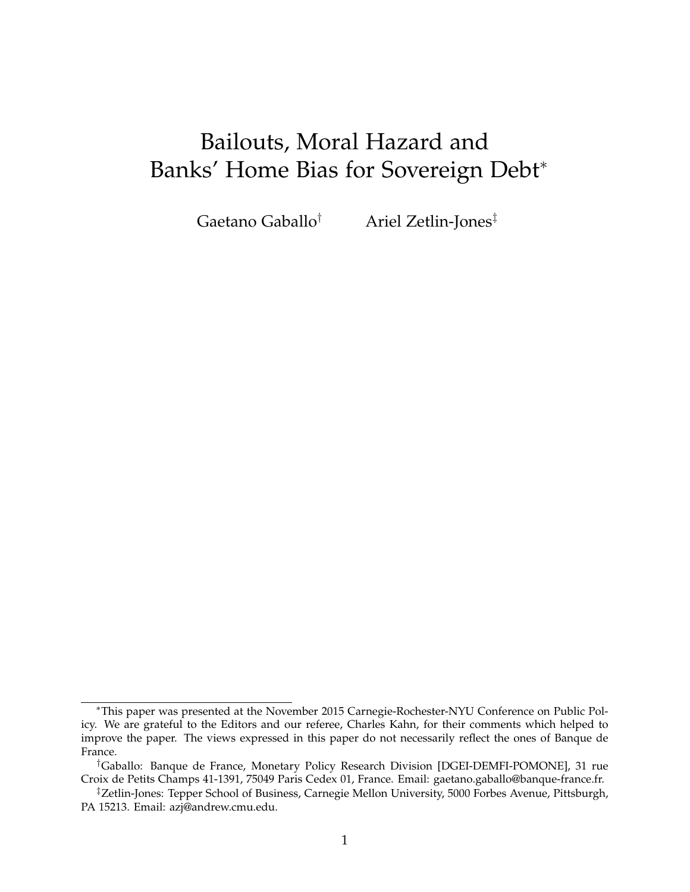# Bailouts, Moral Hazard and Banks' Home Bias for Sovereign Debt*

Gaetano Gaballo[†] Ariel Zetlin-Jones[‡]

*This paper was presented at the November 2015 Carnegie-Rochester-NYU Conference on Public Policy. We are grateful to the Editors and our referee, Charles Kahn, for their comments which helped to improve the paper. The views expressed in this paper do not necessarily reflect the ones of Banque de France.

[†]Gaballo: Banque de France, Monetary Policy Research Division [DGEI-DEMFI-POMONE], 31 rue Croix de Petits Champs 41-1391, 75049 Paris Cedex 01, France. Email: gaetano.gaballo@banque-france.fr.

[‡]Zetlin-Jones: Tepper School of Business, Carnegie Mellon University, 5000 Forbes Avenue, Pittsburgh, PA 15213. Email: azj@andrew.cmu.edu.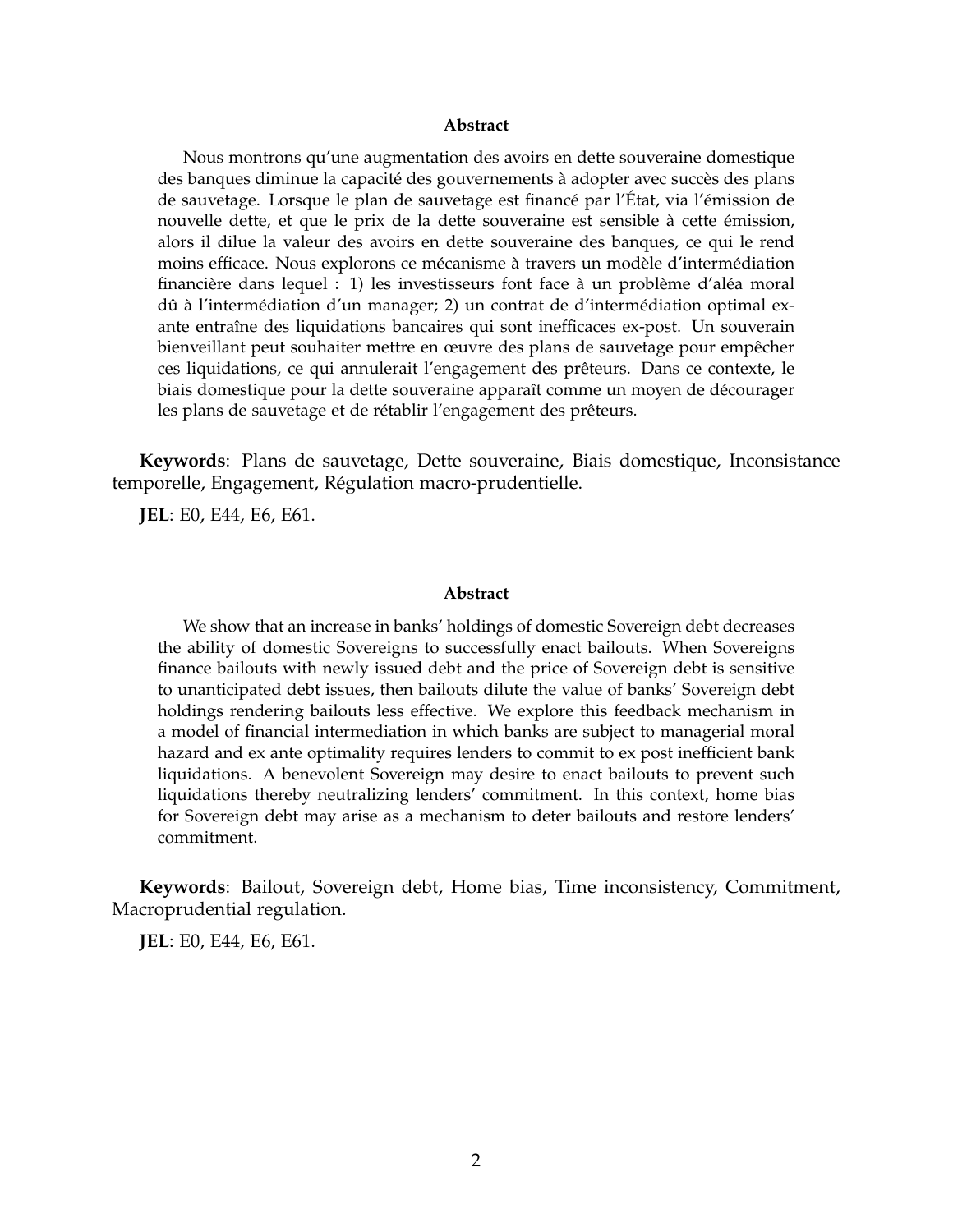### Abstract

Nous montrons qu'une augmentation des avoirs en dette souveraine domestique des banques diminue la capacité des gouvernements à adopter avec succès des plans de sauvetage. Lorsque le plan de sauvetage est financé par l'État, via l'émission de nouvelle dette, et que le prix de la dette souveraine est sensible à cette émission, alors il dilue la valeur des avoirs en dette souveraine des banques, ce qui le rend moins efficace. Nous explorons ce mécanisme à travers un modèle d'intermédiation financière dans lequel : 1) les investisseurs font face à un problème d'aléa moral dû à l'intermédiation d'un manager; 2) un contrat de d'intermédiation optimal ex-ante entraîne des liquidations bancaires qui sont inefficaces ex-post. Un souverain bienveillant peut souhaiter mettre en œuvre des plans de sauvetage pour empêcher ces liquidations, ce qui annulerait l'engagement des prêteurs. Dans ce contexte, le biais domestique pour la dette souveraine apparaît comme un moyen de décourager les plans de sauvetage et de rétablir l'engagement des prêteurs.

**Keywords**: Plans de sauvetage, Dette souveraine, Biais domestique, Inconsistance temporelle, Engagement, Régulation macro-prudentielle.

**JEL**: E0, E44, E6, E61.

### Abstract

We show that an increase in banks' holdings of domestic Sovereign debt decreases the ability of domestic Sovereigns to successfully enact bailouts. When Sovereigns finance bailouts with newly issued debt and the price of Sovereign debt is sensitive to unanticipated debt issues, then bailouts dilute the value of banks' Sovereign debt holdings rendering bailouts less effective. We explore this feedback mechanism in a model of financial intermediation in which banks are subject to managerial moral hazard and ex ante optimality requires lenders to commit to ex post inefficient bank liquidations. A benevolent Sovereign may desire to enact bailouts to prevent such liquidations thereby neutralizing lenders' commitment. In this context, home bias for Sovereign debt may arise as a mechanism to deter bailouts and restore lenders' commitment.

**Keywords**: Bailout, Sovereign debt, Home bias, Time inconsistency, Commitment, Macroprudential regulation.

**JEL**: E0, E44, E6, E61.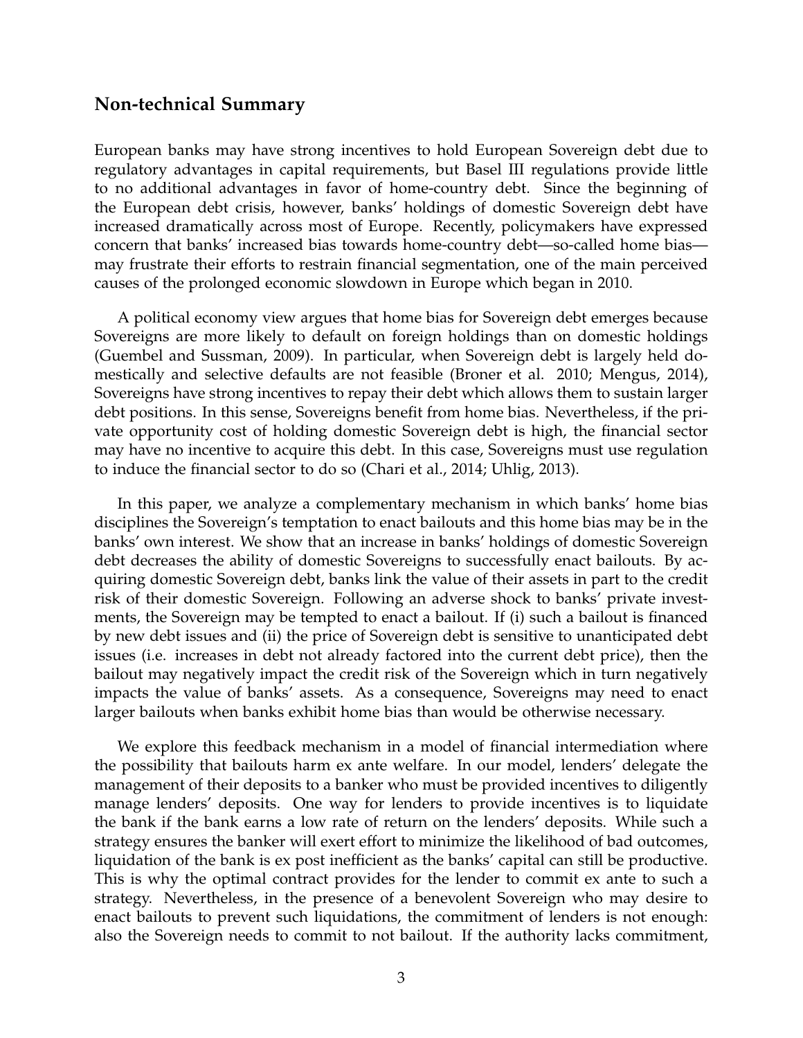## Non-technical Summary

European banks may have strong incentives to hold European Sovereign debt due to regulatory advantages in capital requirements, but Basel III regulations provide little to no additional advantages in favor of home-country debt. Since the beginning of the European debt crisis, however, banks' holdings of domestic Sovereign debt have increased dramatically across most of Europe. Recently, policymakers have expressed concern that banks' increased bias towards home-country debt—so-called home bias—may frustrate their efforts to restrain financial segmentation, one of the main perceived causes of the prolonged economic slowdown in Europe which began in 2010.

A political economy view argues that home bias for Sovereign debt emerges because Sovereigns are more likely to default on foreign holdings than on domestic holdings (Guembel and Sussman, 2009). In particular, when Sovereign debt is largely held domestically and selective defaults are not feasible (Broner et al. 2010; Mengus, 2014), Sovereigns have strong incentives to repay their debt which allows them to sustain larger debt positions. In this sense, Sovereigns benefit from home bias. Nevertheless, if the private opportunity cost of holding domestic Sovereign debt is high, the financial sector may have no incentive to acquire this debt. In this case, Sovereigns must use regulation to induce the financial sector to do so (Chari et al., 2014; Uhlig, 2013).

In this paper, we analyze a complementary mechanism in which banks' home bias disciplines the Sovereign's temptation to enact bailouts and this home bias may be in the banks' own interest. We show that an increase in banks' holdings of domestic Sovereign debt decreases the ability of domestic Sovereigns to successfully enact bailouts. By acquiring domestic Sovereign debt, banks link the value of their assets in part to the credit risk of their domestic Sovereign. Following an adverse shock to banks' private investments, the Sovereign may be tempted to enact a bailout. If (i) such a bailout is financed by new debt issues and (ii) the price of Sovereign debt is sensitive to unanticipated debt issues (i.e. increases in debt not already factored into the current debt price), then the bailout may negatively impact the credit risk of the Sovereign which in turn negatively impacts the value of banks' assets. As a consequence, Sovereigns may need to enact larger bailouts when banks exhibit home bias than would be otherwise necessary.

We explore this feedback mechanism in a model of financial intermediation where the possibility that bailouts harm ex ante welfare. In our model, lenders' delegate the management of their deposits to a banker who must be provided incentives to diligently manage lenders' deposits. One way for lenders to provide incentives is to liquidate the bank if the bank earns a low rate of return on the lenders' deposits. While such a strategy ensures the banker will exert effort to minimize the likelihood of bad outcomes, liquidation of the bank is ex post inefficient as the banks' capital can still be productive. This is why the optimal contract provides for the lender to commit ex ante to such a strategy. Nevertheless, in the presence of a benevolent Sovereign who may desire to enact bailouts to prevent such liquidations, the commitment of lenders is not enough: also the Sovereign needs to commit to not bailout. If the authority lacks commitment,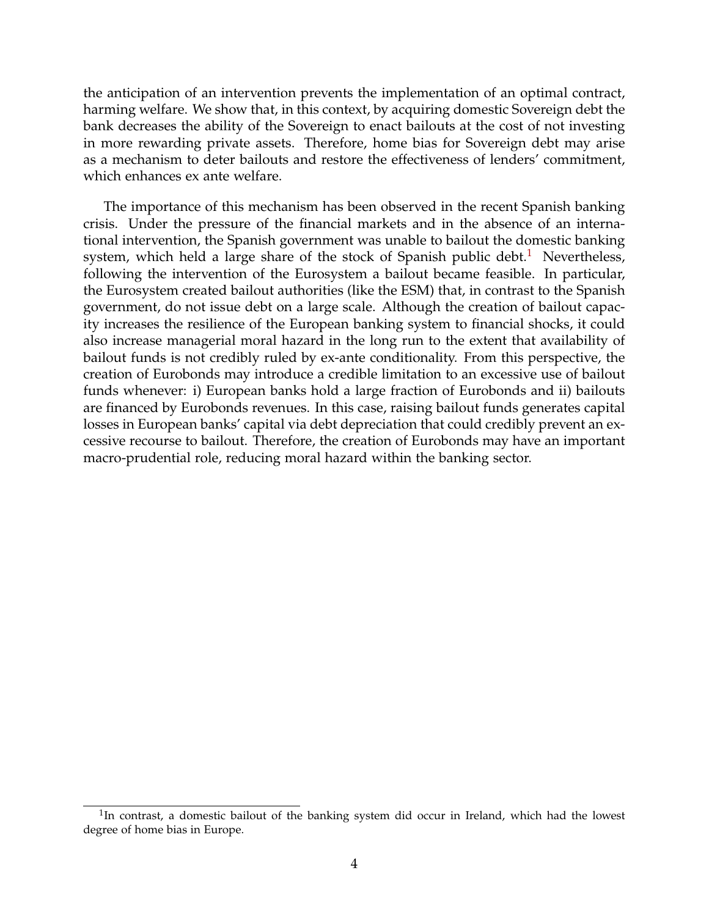the anticipation of an intervention prevents the implementation of an optimal contract, harming welfare. We show that, in this context, by acquiring domestic Sovereign debt the bank decreases the ability of the Sovereign to enact bailouts at the cost of not investing in more rewarding private assets. Therefore, home bias for Sovereign debt may arise as a mechanism to deter bailouts and restore the effectiveness of lenders' commitment, which enhances ex ante welfare.

The importance of this mechanism has been observed in the recent Spanish banking crisis. Under the pressure of the financial markets and in the absence of an international intervention, the Spanish government was unable to bailout the domestic banking system, which held a large share of the stock of Spanish public debt.[1] Nevertheless, following the intervention of the Eurosystem a bailout became feasible. In particular, the Eurosystem created bailout authorities (like the ESM) that, in contrast to the Spanish government, do not issue debt on a large scale. Although the creation of bailout capacity increases the resilience of the European banking system to financial shocks, it could also increase managerial moral hazard in the long run to the extent that availability of bailout funds is not credibly ruled by ex-ante conditionality. From this perspective, the creation of Eurobonds may introduce a credible limitation to an excessive use of bailout funds whenever: i) European banks hold a large fraction of Eurobonds and ii) bailouts are financed by Eurobonds revenues. In this case, raising bailout funds generates capital losses in European banks' capital via debt depreciation that could credibly prevent an excessive recourse to bailout. Therefore, the creation of Eurobonds may have an important macro-prudential role, reducing moral hazard within the banking sector.

[1] In contrast, a domestic bailout of the banking system did occur in Ireland, which had the lowest degree of home bias in Europe.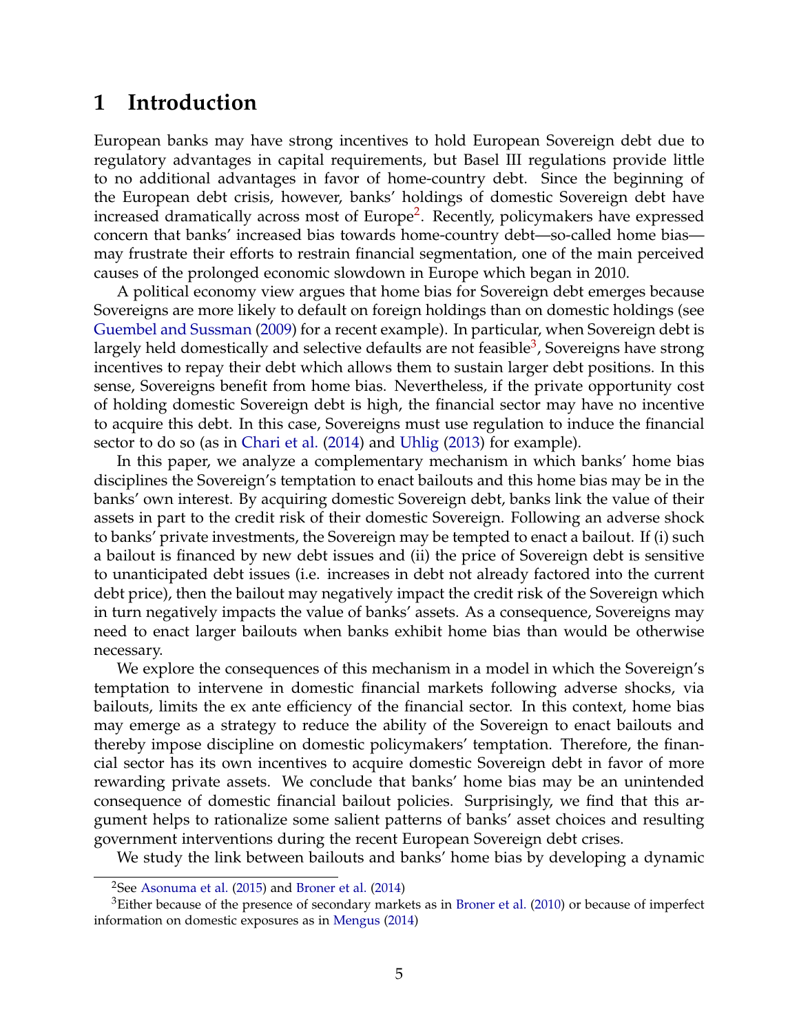# 1 Introduction

European banks may have strong incentives to hold European Sovereign debt due to regulatory advantages in capital requirements, but Basel III regulations provide little to no additional advantages in favor of home-country debt. Since the beginning of the European debt crisis, however, banks' holdings of domestic Sovereign debt have increased dramatically across most of Europe[2]. Recently, policymakers have expressed concern that banks' increased bias towards home-country debt—so-called home bias—may frustrate their efforts to restrain financial segmentation, one of the main perceived causes of the prolonged economic slowdown in Europe which began in 2010.

A political economy view argues that home bias for Sovereign debt emerges because Sovereigns are more likely to default on foreign holdings than on domestic holdings (see Guembel and Sussman (2009) for a recent example). In particular, when Sovereign debt is largely held domestically and selective defaults are not feasible[3], Sovereigns have strong incentives to repay their debt which allows them to sustain larger debt positions. In this sense, Sovereigns benefit from home bias. Nevertheless, if the private opportunity cost of holding domestic Sovereign debt is high, the financial sector may have no incentive to acquire this debt. In this case, Sovereigns must use regulation to induce the financial sector to do so (as in Chari et al. (2014) and Uhlig (2013) for example).

In this paper, we analyze a complementary mechanism in which banks' home bias disciplines the Sovereign's temptation to enact bailouts and this home bias may be in the banks' own interest. By acquiring domestic Sovereign debt, banks link the value of their assets in part to the credit risk of their domestic Sovereign. Following an adverse shock to banks' private investments, the Sovereign may be tempted to enact a bailout. If (i) such a bailout is financed by new debt issues and (ii) the price of Sovereign debt is sensitive to unanticipated debt issues (i.e. increases in debt not already factored into the current debt price), then the bailout may negatively impact the credit risk of the Sovereign which in turn negatively impacts the value of banks' assets. As a consequence, Sovereigns may need to enact larger bailouts when banks exhibit home bias than would be otherwise necessary.

We explore the consequences of this mechanism in a model in which the Sovereign's temptation to intervene in domestic financial markets following adverse shocks, via bailouts, limits the ex ante efficiency of the financial sector. In this context, home bias may emerge as a strategy to reduce the ability of the Sovereign to enact bailouts and thereby impose discipline on domestic policymakers' temptation. Therefore, the financial sector has its own incentives to acquire domestic Sovereign debt in favor of more rewarding private assets. We conclude that banks' home bias may be an unintended consequence of domestic financial bailout policies. Surprisingly, we find that this argument helps to rationalize some salient patterns of banks' asset choices and resulting government interventions during the recent European Sovereign debt crises.

We study the link between bailouts and banks' home bias by developing a dynamic

[2] See Asonuma et al. (2015) and Broner et al. (2014)

[3] Either because of the presence of secondary markets as in Broner et al. (2010) or because of imperfect information on domestic exposures as in Mengus (2014)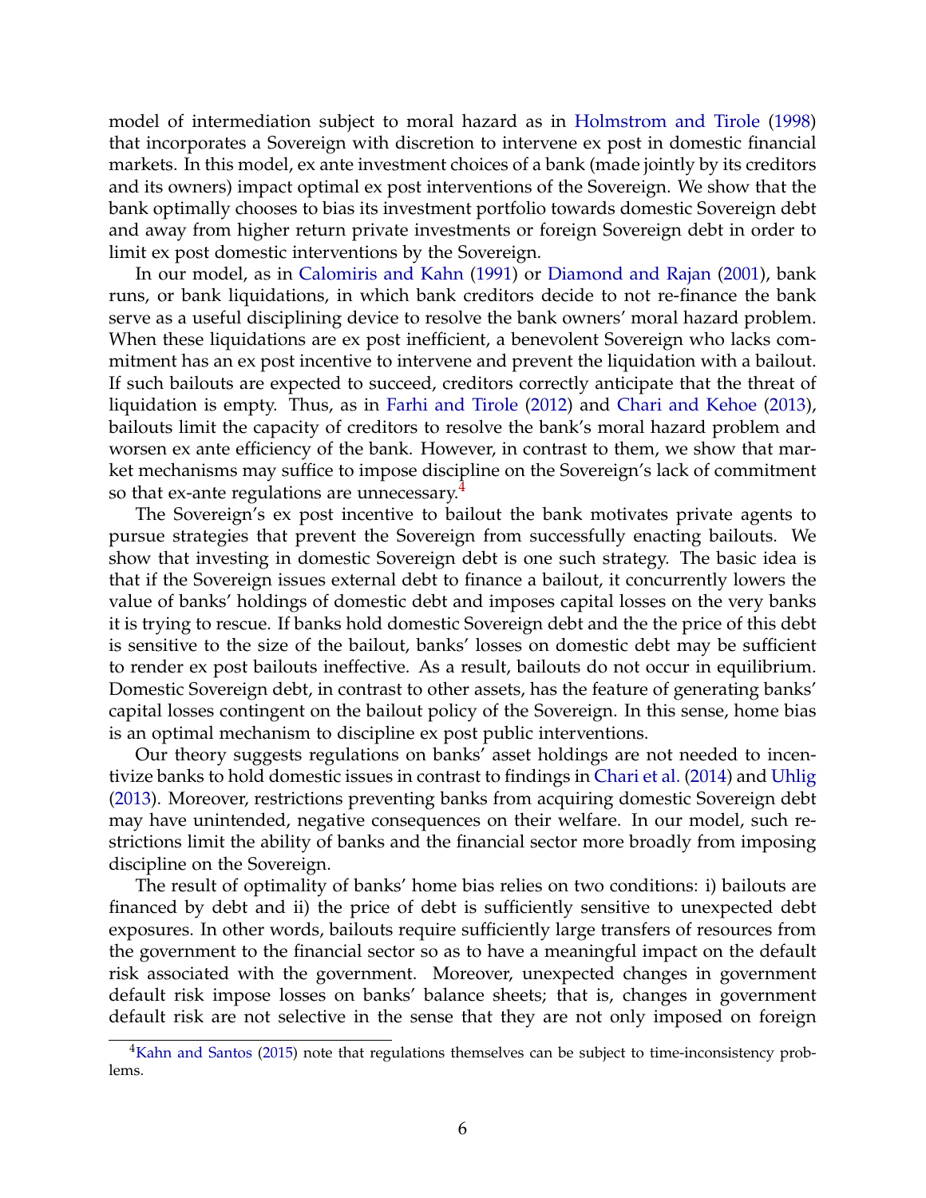model of intermediation subject to moral hazard as in Holmstrom and Tirole (1998) that incorporates a Sovereign with discretion to intervene ex post in domestic financial markets. In this model, ex ante investment choices of a bank (made jointly by its creditors and its owners) impact optimal ex post interventions of the Sovereign. We show that the bank optimally chooses to bias its investment portfolio towards domestic Sovereign debt and away from higher return private investments or foreign Sovereign debt in order to limit ex post domestic interventions by the Sovereign.

In our model, as in Calomiris and Kahn (1991) or Diamond and Rajan (2001), bank runs, or bank liquidations, in which bank creditors decide to not re-finance the bank serve as a useful disciplining device to resolve the bank owners' moral hazard problem. When these liquidations are ex post inefficient, a benevolent Sovereign who lacks commitment has an ex post incentive to intervene and prevent the liquidation with a bailout. If such bailouts are expected to succeed, creditors correctly anticipate that the threat of liquidation is empty. Thus, as in Farhi and Tirole (2012) and Chari and Kehoe (2013), bailouts limit the capacity of creditors to resolve the bank's moral hazard problem and worsen ex ante efficiency of the bank. However, in contrast to them, we show that market mechanisms may suffice to impose discipline on the Sovereign's lack of commitment so that ex-ante regulations are unnecessary.[4]

The Sovereign's ex post incentive to bailout the bank motivates private agents to pursue strategies that prevent the Sovereign from successfully enacting bailouts. We show that investing in domestic Sovereign debt is one such strategy. The basic idea is that if the Sovereign issues external debt to finance a bailout, it concurrently lowers the value of banks' holdings of domestic debt and imposes capital losses on the very banks it is trying to rescue. If banks hold domestic Sovereign debt and the the price of this debt is sensitive to the size of the bailout, banks' losses on domestic debt may be sufficient to render ex post bailouts ineffective. As a result, bailouts do not occur in equilibrium. Domestic Sovereign debt, in contrast to other assets, has the feature of generating banks' capital losses contingent on the bailout policy of the Sovereign. In this sense, home bias is an optimal mechanism to discipline ex post public interventions.

Our theory suggests regulations on banks' asset holdings are not needed to incentivize banks to hold domestic issues in contrast to findings in Chari et al. (2014) and Uhlig (2013). Moreover, restrictions preventing banks from acquiring domestic Sovereign debt may have unintended, negative consequences on their welfare. In our model, such restrictions limit the ability of banks and the financial sector more broadly from imposing discipline on the Sovereign.

The result of optimality of banks' home bias relies on two conditions: i) bailouts are financed by debt and ii) the price of debt is sufficiently sensitive to unexpected debt exposures. In other words, bailouts require sufficiently large transfers of resources from the government to the financial sector so as to have a meaningful impact on the default risk associated with the government. Moreover, unexpected changes in government default risk impose losses on banks' balance sheets; that is, changes in government default risk are not selective in the sense that they are not only imposed on foreign

[4] Kahn and Santos (2015) note that regulations themselves can be subject to time-inconsistency problems.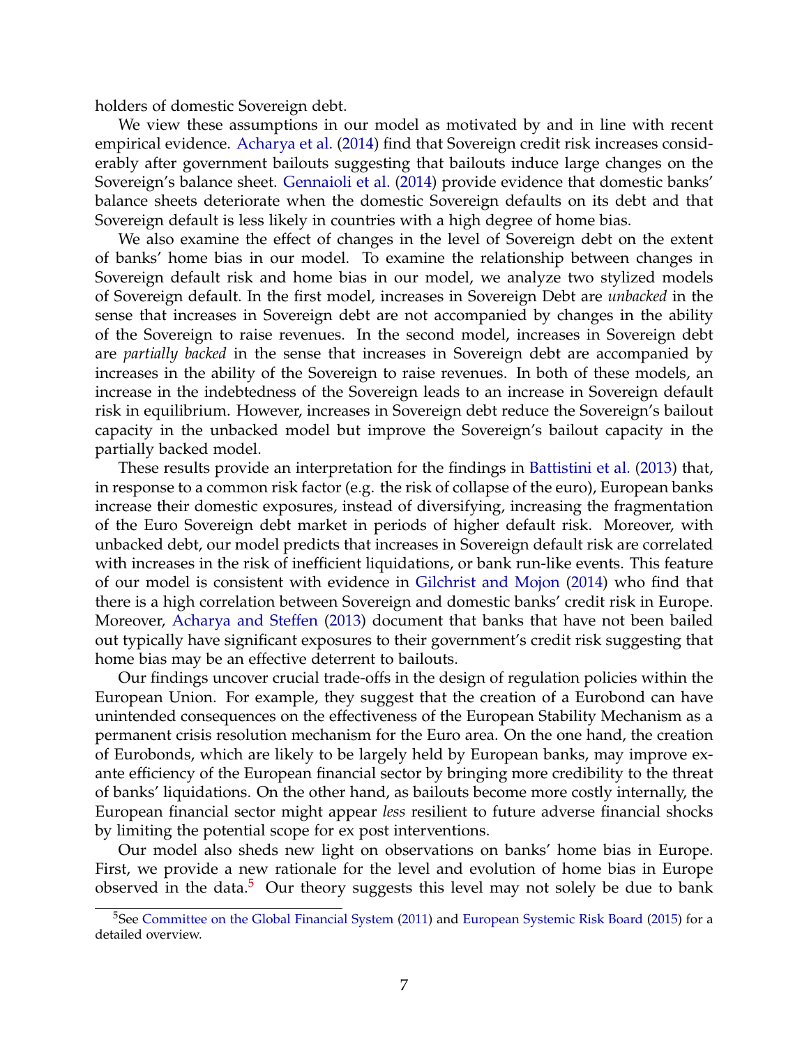holders of domestic Sovereign debt.

We view these assumptions in our model as motivated by and in line with recent empirical evidence. Acharya et al. (2014) find that Sovereign credit risk increases considerably after government bailouts suggesting that bailouts induce large changes on the Sovereign's balance sheet. Gennaioli et al. (2014) provide evidence that domestic banks' balance sheets deteriorate when the domestic Sovereign defaults on its debt and that Sovereign default is less likely in countries with a high degree of home bias.

We also examine the effect of changes in the level of Sovereign debt on the extent of banks' home bias in our model. To examine the relationship between changes in Sovereign default risk and home bias in our model, we analyze two stylized models of Sovereign default. In the first model, increases in Sovereign Debt are *unbacked* in the sense that increases in Sovereign debt are not accompanied by changes in the ability of the Sovereign to raise revenues. In the second model, increases in Sovereign debt are *partially backed* in the sense that increases in Sovereign debt are accompanied by increases in the ability of the Sovereign to raise revenues. In both of these models, an increase in the indebtedness of the Sovereign leads to an increase in Sovereign default risk in equilibrium. However, increases in Sovereign debt reduce the Sovereign's bailout capacity in the unbacked model but improve the Sovereign's bailout capacity in the partially backed model.

These results provide an interpretation for the findings in Battistini et al. (2013) that, in response to a common risk factor (e.g. the risk of collapse of the euro), European banks increase their domestic exposures, instead of diversifying, increasing the fragmentation of the Euro Sovereign debt market in periods of higher default risk. Moreover, with unbacked debt, our model predicts that increases in Sovereign default risk are correlated with increases in the risk of inefficient liquidations, or bank run-like events. This feature of our model is consistent with evidence in Gilchrist and Mojon (2014) who find that there is a high correlation between Sovereign and domestic banks' credit risk in Europe. Moreover, Acharya and Steffen (2013) document that banks that have not been bailed out typically have significant exposures to their government's credit risk suggesting that home bias may be an effective deterrent to bailouts.

Our findings uncover crucial trade-offs in the design of regulation policies within the European Union. For example, they suggest that the creation of a Eurobond can have unintended consequences on the effectiveness of the European Stability Mechanism as a permanent crisis resolution mechanism for the Euro area. On the one hand, the creation of Eurobonds, which are likely to be largely held by European banks, may improve ex-ante efficiency of the European financial sector by bringing more credibility to the threat of banks' liquidations. On the other hand, as bailouts become more costly internally, the European financial sector might appear *less* resilient to future adverse financial shocks by limiting the potential scope for ex post interventions.

Our model also sheds new light on observations on banks' home bias in Europe. First, we provide a new rationale for the level and evolution of home bias in Europe observed in the data.[5] Our theory suggests this level may not solely be due to bank

[5] See Committee on the Global Financial System (2011) and European Systemic Risk Board (2015) for a detailed overview.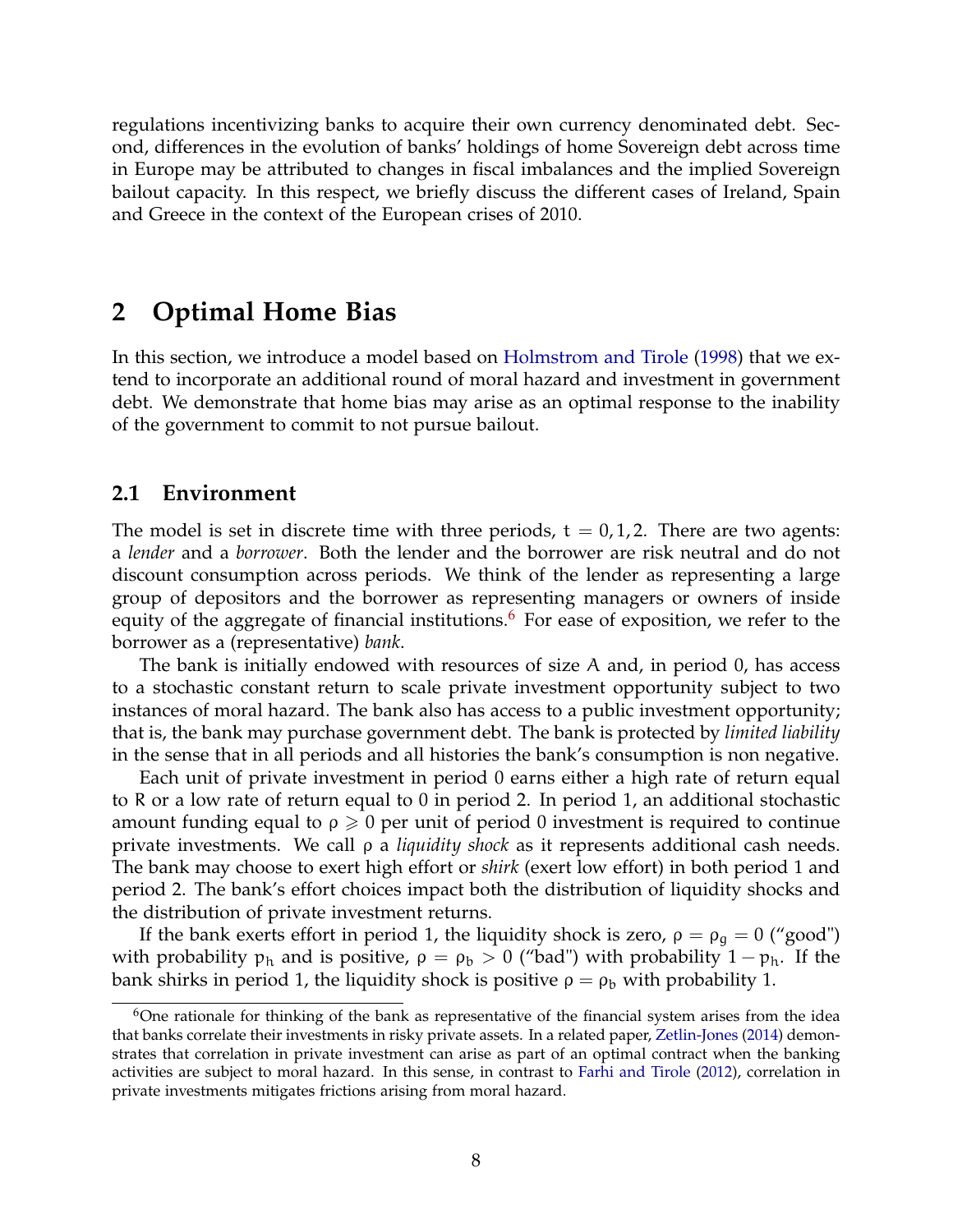regulations incentivizing banks to acquire their own currency denominated debt. Second, differences in the evolution of banks' holdings of home Sovereign debt across time in Europe may be attributed to changes in fiscal imbalances and the implied Sovereign bailout capacity. In this respect, we briefly discuss the different cases of Ireland, Spain and Greece in the context of the European crises of 2010.

## 2 Optimal Home Bias

In this section, we introduce a model based on Holmstrom and Tirole (1998) that we extend to incorporate an additional round of moral hazard and investment in government debt. We demonstrate that home bias may arise as an optimal response to the inability of the government to commit to not pursue bailout.

### 2.1 Environment

The model is set in discrete time with three periods, $t = 0, 1, 2$. There are two agents: a *lender* and a *borrower*. Both the lender and the borrower are risk neutral and do not discount consumption across periods. We think of the lender as representing a large group of depositors and the borrower as representing managers or owners of inside equity of the aggregate of financial institutions.[6] For ease of exposition, we refer to the borrower as a (representative) *bank*.

The bank is initially endowed with resources of size $A$ and, in period 0, has access to a stochastic constant return to scale private investment opportunity subject to two instances of moral hazard. The bank also has access to a public investment opportunity; that is, the bank may purchase government debt. The bank is protected by *limited liability* in the sense that in all periods and all histories the bank's consumption is non negative.

Each unit of private investment in period 0 earns either a high rate of return equal to $R$ or a low rate of return equal to 0 in period 2. In period 1, an additional stochastic amount funding equal to $\rho \geqslant 0$ per unit of period 0 investment is required to continue private investments. We call $\rho$ a *liquidity shock* as it represents additional cash needs. The bank may choose to exert high effort or *shirk* (exert low effort) in both period 1 and period 2. The bank's effort choices impact both the distribution of liquidity shocks and the distribution of private investment returns.

If the bank exerts effort in period 1, the liquidity shock is zero, $\rho = \rho_g = 0$ ("good") with probability $p_h$ and is positive, $\rho = \rho_b > 0$ ("bad") with probability $1 - p_h$. If the bank shirks in period 1, the liquidity shock is positive $\rho = \rho_b$ with probability 1.

[6] One rationale for thinking of the bank as representative of the financial system arises from the idea that banks correlate their investments in risky private assets. In a related paper, Zetlin-Jones (2014) demonstrates that correlation in private investment can arise as part of an optimal contract when the banking activities are subject to moral hazard. In this sense, in contrast to Farhi and Tirole (2012), correlation in private investments mitigates frictions arising from moral hazard.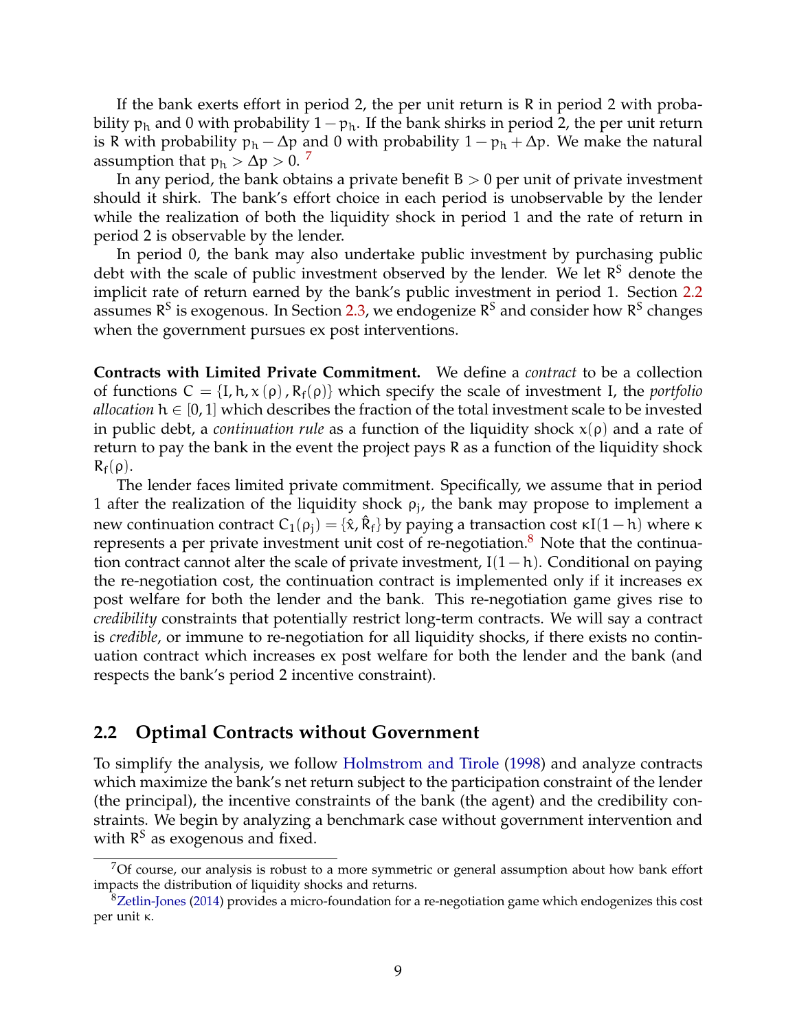If the bank exerts effort in period 2, the per unit return is $R$ in period 2 with probability $p_h$ and 0 with probability $1-p_h$. If the bank shirks in period 2, the per unit return is $R$ with probability $p_h - \Delta p$ and 0 with probability $1-p_h+\Delta p$. We make the natural assumption that $p_h > \Delta p > 0$. [7]

In any period, the bank obtains a private benefit $B > 0$ per unit of private investment should it shirk. The bank's effort choice in each period is unobservable by the lender while the realization of both the liquidity shock in period 1 and the rate of return in period 2 is observable by the lender.

In period 0, the bank may also undertake public investment by purchasing public debt with the scale of public investment observed by the lender. We let $R^S$ denote the implicit rate of return earned by the bank's public investment in period 1. Section 2.2 assumes $R^S$ is exogenous. In Section 2.3, we endogenize $R^S$ and consider how $R^S$ changes when the government pursues ex post interventions.

**Contracts with Limited Private Commitment.** We define a *contract* to be a collection of functions $C = \{I, h, x(\rho), R_f(\rho)\}$ which specify the scale of investment $I$, the *portfolio allocation* $h \in [0,1]$ which describes the fraction of the total investment scale to be invested in public debt, a *continuation rule* as a function of the liquidity shock $x(\rho)$ and a rate of return to pay the bank in the event the project pays $R$ as a function of the liquidity shock $R_f(\rho)$.

The lender faces limited private commitment. Specifically, we assume that in period 1 after the realization of the liquidity shock $\rho_j$, the bank may propose to implement a new continuation contract $C_1(\rho_j) = \{\hat{x}, \hat{R}_f\}$ by paying a transaction cost $\kappa I(1-h)$ where $\kappa$ represents a per private investment unit cost of re-negotiation.[8] Note that the continuation contract cannot alter the scale of private investment, $I(1-h)$. Conditional on paying the re-negotiation cost, the continuation contract is implemented only if it increases ex post welfare for both the lender and the bank. This re-negotiation game gives rise to *credibility* constraints that potentially restrict long-term contracts. We will say a contract is *credible*, or immune to re-negotiation for all liquidity shocks, if there exists no continuation contract which increases ex post welfare for both the lender and the bank (and respects the bank's period 2 incentive constraint).

## 2.2 Optimal Contracts without Government

To simplify the analysis, we follow Holmstrom and Tirole (1998) and analyze contracts which maximize the bank's net return subject to the participation constraint of the lender (the principal), the incentive constraints of the bank (the agent) and the credibility constraints. We begin by analyzing a benchmark case without government intervention and with $R^S$ as exogenous and fixed.

---

[7] Of course, our analysis is robust to a more symmetric or general assumption about how bank effort impacts the distribution of liquidity shocks and returns.

[8] Zetlin-Jones (2014) provides a micro-foundation for a re-negotiation game which endogenizes this cost per unit $\kappa$.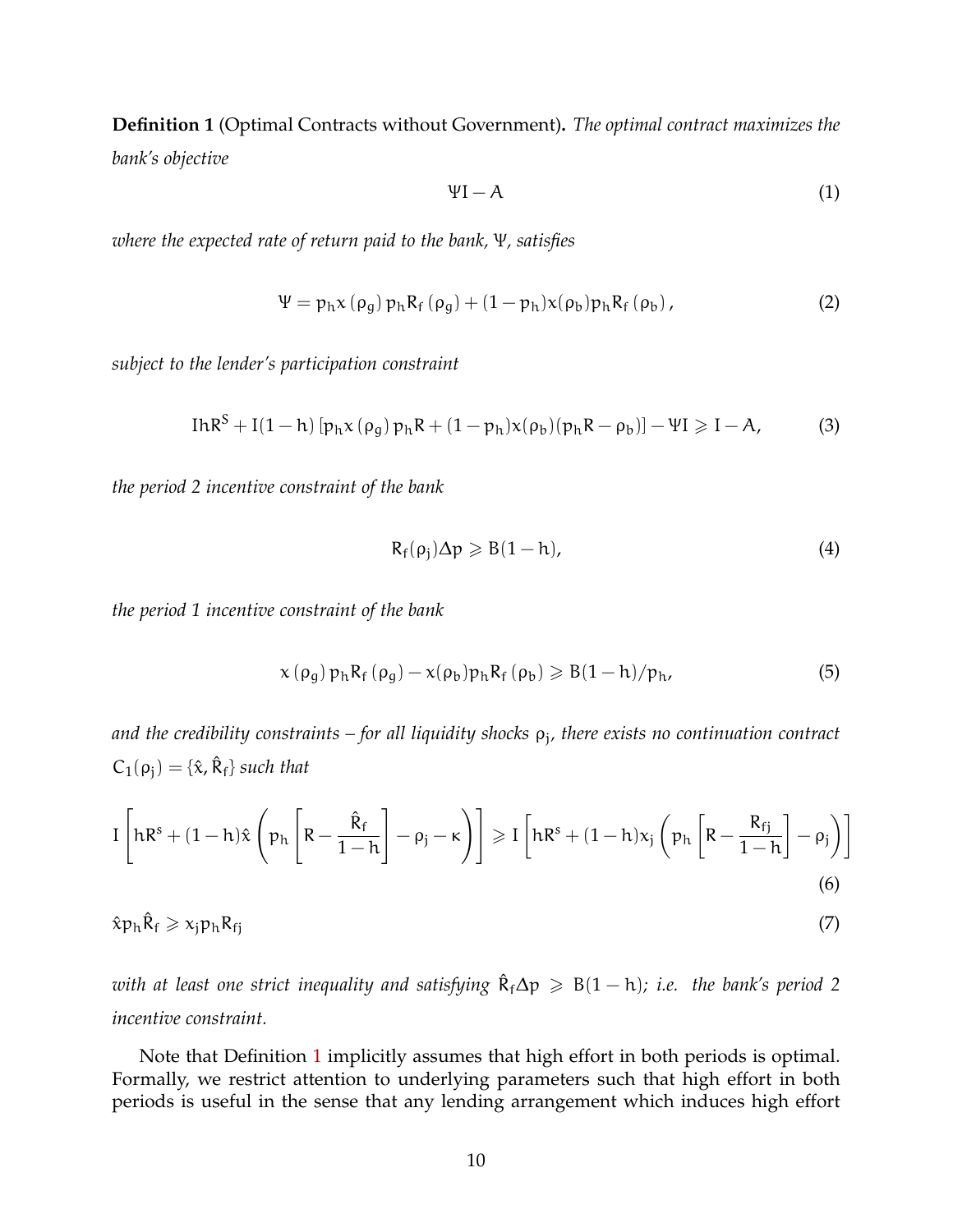**Definition 1** (Optimal Contracts without Government)**.** *The optimal contract maximizes the bank's objective*

$$\Psi I - A \tag{1}$$

*where the expected rate of return paid to the bank, $\Psi$, satisfies*

$$\Psi = p_h x(\rho_g) p_h R_f(\rho_g) + (1 - p_h) x(\rho_b) p_h R_f(\rho_b), \tag{2}$$

*subject to the lender's participation constraint*

$$IhR^S + I(1-h)\left[p_h x(\rho_g) p_h R + (1-p_h) x(\rho_b)(p_h R - \rho_b)\right] - \Psi I \geqslant I - A, \tag{3}$$

*the period 2 incentive constraint of the bank*

$$R_f(\rho_j)\Delta p \geqslant B(1-h), \tag{4}$$

*the period 1 incentive constraint of the bank*

$$x(\rho_g) p_h R_f(\rho_g) - x(\rho_b) p_h R_f(\rho_b) \geqslant B(1-h)/p_h, \tag{5}$$

*and the credibility constraints – for all liquidity shocks $\rho_j$, there exists no continuation contract $C_1(\rho_j) = \{\hat{x}, \hat{R}_f\}$ such that*

$$I\left[hR^s + (1-h)\hat{x}\left(p_h\left[R - \frac{\hat{R}_f}{1-h}\right] - \rho_j - \kappa\right)\right] \geqslant I\left[hR^s + (1-h)x_j\left(p_h\left[R - \frac{R_{fj}}{1-h}\right] - \rho_j\right)\right] \tag{6}$$

$$\hat{x} p_h \hat{R}_f \geqslant x_j p_h R_{fj} \tag{7}$$

*with at least one strict inequality and satisfying $\hat{R}_f \Delta p \geqslant B(1-h)$; i.e. the bank's period 2 incentive constraint.*

Note that Definition 1 implicitly assumes that high effort in both periods is optimal. Formally, we restrict attention to underlying parameters such that high effort in both periods is useful in the sense that any lending arrangement which induces high effort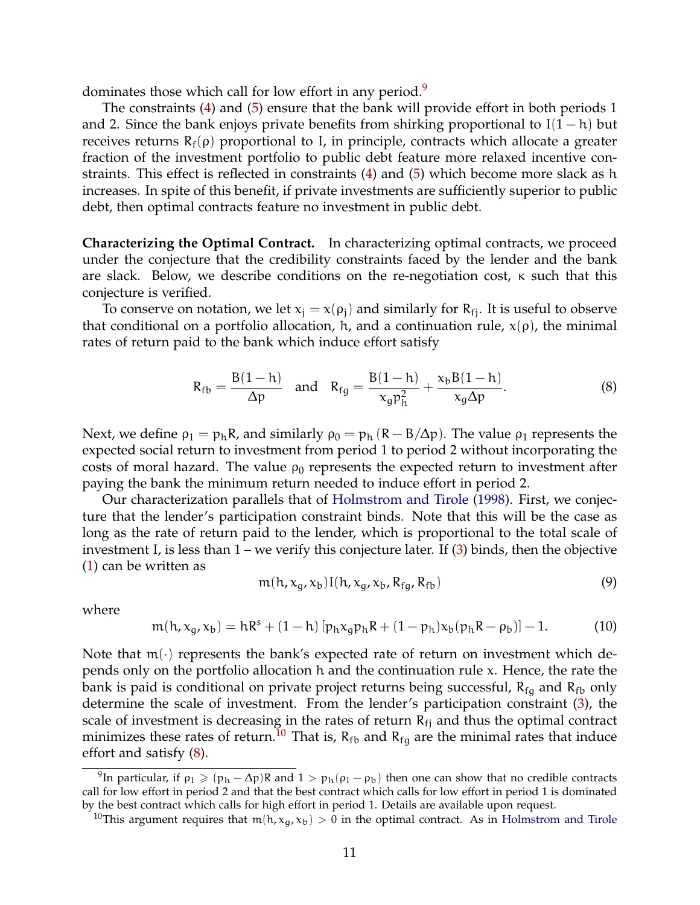dominates those which call for low effort in any period.[9]

The constraints (4) and (5) ensure that the bank will provide effort in both periods 1 and 2. Since the bank enjoys private benefits from shirking proportional to $I(1-h)$ but receives returns $R_f(\rho)$ proportional to $I$, in principle, contracts which allocate a greater fraction of the investment portfolio to public debt feature more relaxed incentive constraints. This effect is reflected in constraints (4) and (5) which become more slack as $h$ increases. In spite of this benefit, if private investments are sufficiently superior to public debt, then optimal contracts feature no investment in public debt.

**Characterizing the Optimal Contract.** In characterizing optimal contracts, we proceed under the conjecture that the credibility constraints faced by the lender and the bank are slack. Below, we describe conditions on the re-negotiation cost, $\kappa$ such that this conjecture is verified.

To conserve on notation, we let $x_j = x(\rho_j)$ and similarly for $R_{fj}$. It is useful to observe that conditional on a portfolio allocation, $h$, and a continuation rule, $x(\rho)$, the minimal rates of return paid to the bank which induce effort satisfy

$$R_{fb} = \frac{B(1-h)}{\Delta p} \quad \text{and} \quad R_{fg} = \frac{B(1-h)}{x_g p_h^2} + \frac{x_b B(1-h)}{x_g \Delta p}. \tag{8}$$

Next, we define $\rho_1 = p_h R$, and similarly $\rho_0 = p_h \left(R - B/\Delta p\right)$. The value $\rho_1$ represents the expected social return to investment from period 1 to period 2 without incorporating the costs of moral hazard. The value $\rho_0$ represents the expected return to investment after paying the bank the minimum return needed to induce effort in period 2.

Our characterization parallels that of Holmstrom and Tirole (1998). First, we conjecture that the lender's participation constraint binds. Note that this will be the case as long as the rate of return paid to the lender, which is proportional to the total scale of investment $I$, is less than 1 – we verify this conjecture later. If (3) binds, then the objective (1) can be written as

$$m(h, x_g, x_b) I(h, x_g, x_b, R_{fg}, R_{fb}) \tag{9}$$

where

$$m(h, x_g, x_b) = hR^s + (1-h)\left[p_h x_g p_h R + (1-p_h) x_b (p_h R - \rho_b)\right] - 1. \tag{10}$$

Note that $m(\cdot)$ represents the bank's expected rate of return on investment which depends only on the portfolio allocation $h$ and the continuation rule $x$. Hence, the rate the bank is paid is conditional on private project returns being successful, $R_{fg}$ and $R_{fb}$ only determine the scale of investment. From the lender's participation constraint (3), the scale of investment is decreasing in the rates of return $R_{fj}$ and thus the optimal contract minimizes these rates of return.[10] That is, $R_{fb}$ and $R_{fg}$ are the minimal rates that induce effort and satisfy (8).

[9] In particular, if $\rho_1 \geqslant (p_h - \Delta p)R$ and $1 > p_h(\rho_1 - \rho_b)$ then one can show that no credible contracts call for low effort in period 2 and that the best contract which calls for low effort in period 1 is dominated by the best contract which calls for high effort in period 1. Details are available upon request.

[10] This argument requires that $m(h, x_g, x_b) > 0$ in the optimal contract. As in Holmstrom and Tirole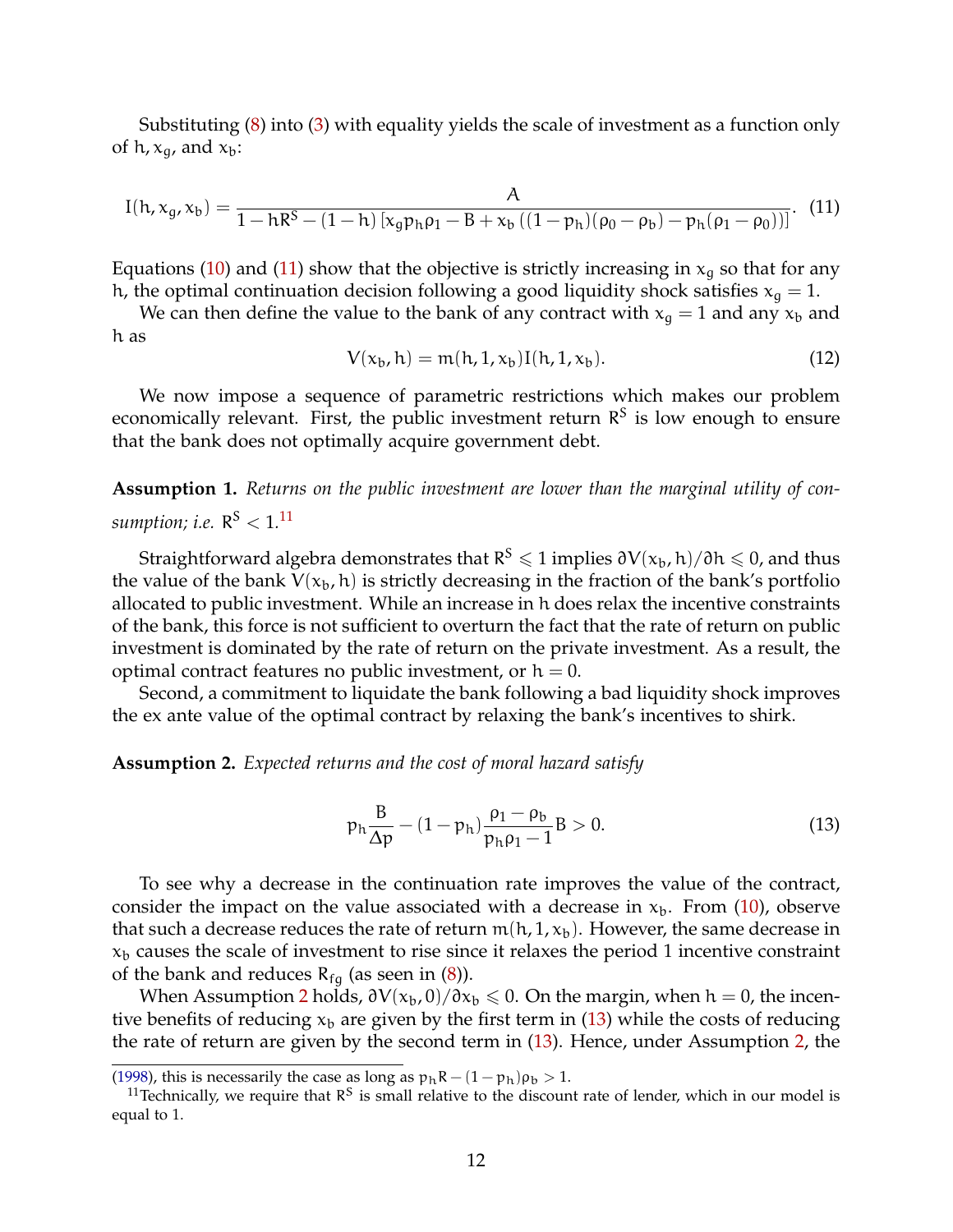Substituting (8) into (3) with equality yields the scale of investment as a function only of $h, x_g$, and $x_b$:

$$I(h, x_g, x_b) = \frac{A}{1 - hR^S - (1-h)\left[x_g p_h \rho_1 - B + x_b\left((1-p_h)(\rho_0 - \rho_b) - p_h(\rho_1 - \rho_0)\right)\right]}. \quad (11)$$

Equations (10) and (11) show that the objective is strictly increasing in $x_g$ so that for any $h$, the optimal continuation decision following a good liquidity shock satisfies $x_g = 1$.

We can then define the value to the bank of any contract with $x_g = 1$ and any $x_b$ and $h$ as

$$V(x_b, h) = m(h, 1, x_b) I(h, 1, x_b). \quad (12)$$

We now impose a sequence of parametric restrictions which makes our problem economically relevant. First, the public investment return $R^S$ is low enough to ensure that the bank does not optimally acquire government debt.

**Assumption 1.** *Returns on the public investment are lower than the marginal utility of consumption; i.e.* $R^S < 1$.[11]

Straightforward algebra demonstrates that $R^S \leqslant 1$ implies $\partial V(x_b, h)/\partial h \leqslant 0$, and thus the value of the bank $V(x_b, h)$ is strictly decreasing in the fraction of the bank's portfolio allocated to public investment. While an increase in $h$ does relax the incentive constraints of the bank, this force is not sufficient to overturn the fact that the rate of return on public investment is dominated by the rate of return on the private investment. As a result, the optimal contract features no public investment, or $h = 0$.

Second, a commitment to liquidate the bank following a bad liquidity shock improves the ex ante value of the optimal contract by relaxing the bank's incentives to shirk.

**Assumption 2.** *Expected returns and the cost of moral hazard satisfy*

$$p_h \frac{B}{\Delta p} - (1-p_h)\frac{\rho_1 - \rho_b}{p_h \rho_1 - 1} B > 0. \quad (13)$$

To see why a decrease in the continuation rate improves the value of the contract, consider the impact on the value associated with a decrease in $x_b$. From (10), observe that such a decrease reduces the rate of return $m(h, 1, x_b)$. However, the same decrease in $x_b$ causes the scale of investment to rise since it relaxes the period 1 incentive constraint of the bank and reduces $R_{fg}$ (as seen in (8)).

When Assumption 2 holds, $\partial V(x_b, 0)/\partial x_b \leqslant 0$. On the margin, when $h = 0$, the incentive benefits of reducing $x_b$ are given by the first term in (13) while the costs of reducing the rate of return are given by the second term in (13). Hence, under Assumption 2, the

(1998), this is necessarily the case as long as $p_h R - (1-p_h)\rho_b > 1$.

[11] Technically, we require that $R^S$ is small relative to the discount rate of lender, which in our model is equal to 1.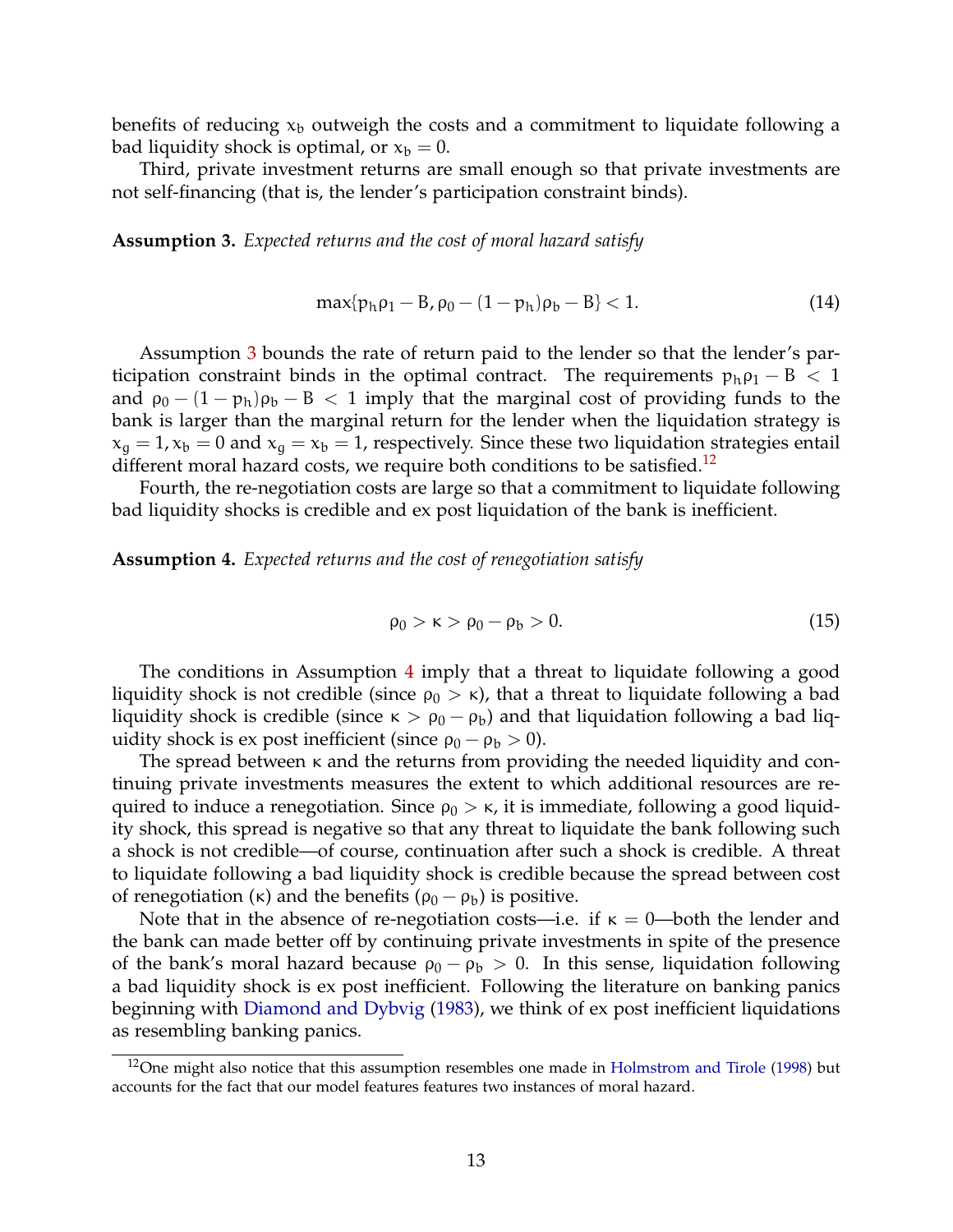benefits of reducing $x_b$ outweigh the costs and a commitment to liquidate following a bad liquidity shock is optimal, or $x_b = 0$.

Third, private investment returns are small enough so that private investments are not self-financing (that is, the lender's participation constraint binds).

**Assumption 3.** *Expected returns and the cost of moral hazard satisfy*

$$\max\{p_h\rho_1 - B, \rho_0 - (1-p_h)\rho_b - B\} < 1. \tag{14}$$

Assumption 3 bounds the rate of return paid to the lender so that the lender's participation constraint binds in the optimal contract. The requirements $p_h\rho_1 - B < 1$ and $\rho_0 - (1-p_h)\rho_b - B < 1$ imply that the marginal cost of providing funds to the bank is larger than the marginal return for the lender when the liquidation strategy is $x_g = 1, x_b = 0$ and $x_g = x_b = 1$, respectively. Since these two liquidation strategies entail different moral hazard costs, we require both conditions to be satisfied.[12]

Fourth, the re-negotiation costs are large so that a commitment to liquidate following bad liquidity shocks is credible and ex post liquidation of the bank is inefficient.

**Assumption 4.** *Expected returns and the cost of renegotiation satisfy*

$$\rho_0 > \kappa > \rho_0 - \rho_b > 0. \tag{15}$$

The conditions in Assumption 4 imply that a threat to liquidate following a good liquidity shock is not credible (since $\rho_0 > \kappa$), that a threat to liquidate following a bad liquidity shock is credible (since $\kappa > \rho_0 - \rho_b$) and that liquidation following a bad liquidity shock is ex post inefficient (since $\rho_0 - \rho_b > 0$).

The spread between $\kappa$ and the returns from providing the needed liquidity and continuing private investments measures the extent to which additional resources are required to induce a renegotiation. Since $\rho_0 > \kappa$, it is immediate, following a good liquidity shock, this spread is negative so that any threat to liquidate the bank following such a shock is not credible—of course, continuation after such a shock is credible. A threat to liquidate following a bad liquidity shock is credible because the spread between cost of renegotiation ($\kappa$) and the benefits ($\rho_0 - \rho_b$) is positive.

Note that in the absence of re-negotiation costs—i.e. if $\kappa = 0$—both the lender and the bank can made better off by continuing private investments in spite of the presence of the bank's moral hazard because $\rho_0 - \rho_b > 0$. In this sense, liquidation following a bad liquidity shock is ex post inefficient. Following the literature on banking panics beginning with Diamond and Dybvig (1983), we think of ex post inefficient liquidations as resembling banking panics.

[12]One might also notice that this assumption resembles one made in Holmstrom and Tirole (1998) but accounts for the fact that our model features features two instances of moral hazard.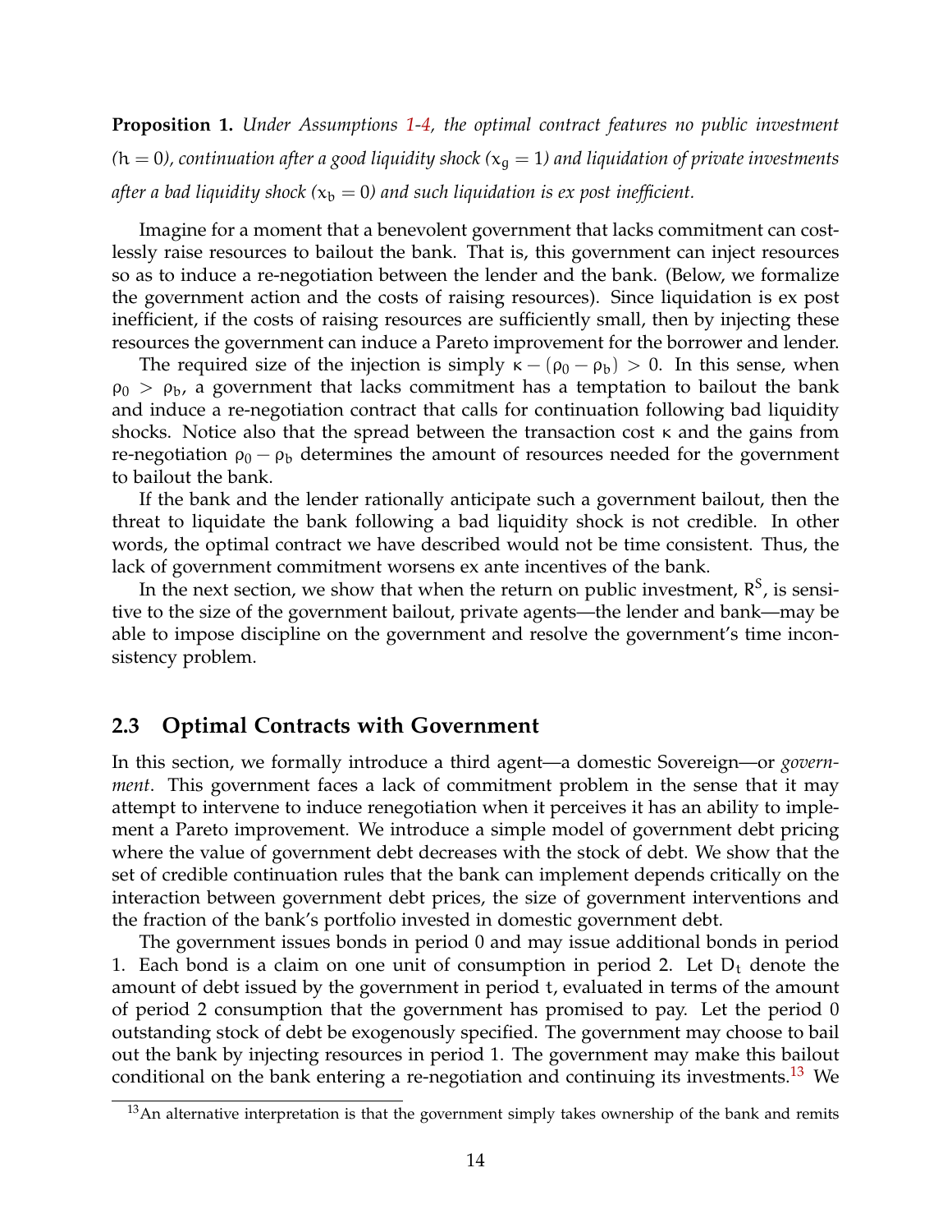**Proposition 1.** *Under Assumptions 1-4, the optimal contract features no public investment ($h = 0$), continuation after a good liquidity shock ($x_g = 1$) and liquidation of private investments after a bad liquidity shock ($x_b = 0$) and such liquidation is ex post inefficient.*

Imagine for a moment that a benevolent government that lacks commitment can costlessly raise resources to bailout the bank. That is, this government can inject resources so as to induce a re-negotiation between the lender and the bank. (Below, we formalize the government action and the costs of raising resources). Since liquidation is ex post inefficient, if the costs of raising resources are sufficiently small, then by injecting these resources the government can induce a Pareto improvement for the borrower and lender.

The required size of the injection is simply $\kappa - (\rho_0 - \rho_b) > 0$. In this sense, when $\rho_0 > \rho_b$, a government that lacks commitment has a temptation to bailout the bank and induce a re-negotiation contract that calls for continuation following bad liquidity shocks. Notice also that the spread between the transaction cost $\kappa$ and the gains from re-negotiation $\rho_0 - \rho_b$ determines the amount of resources needed for the government to bailout the bank.

If the bank and the lender rationally anticipate such a government bailout, then the threat to liquidate the bank following a bad liquidity shock is not credible. In other words, the optimal contract we have described would not be time consistent. Thus, the lack of government commitment worsens ex ante incentives of the bank.

In the next section, we show that when the return on public investment, $R^S$, is sensitive to the size of the government bailout, private agents—the lender and bank—may be able to impose discipline on the government and resolve the government's time inconsistency problem.

## 2.3 Optimal Contracts with Government

In this section, we formally introduce a third agent—a domestic Sovereign—or *government*. This government faces a lack of commitment problem in the sense that it may attempt to intervene to induce renegotiation when it perceives it has an ability to implement a Pareto improvement. We introduce a simple model of government debt pricing where the value of government debt decreases with the stock of debt. We show that the set of credible continuation rules that the bank can implement depends critically on the interaction between government debt prices, the size of government interventions and the fraction of the bank's portfolio invested in domestic government debt.

The government issues bonds in period 0 and may issue additional bonds in period 1. Each bond is a claim on one unit of consumption in period 2. Let $D_t$ denote the amount of debt issued by the government in period t, evaluated in terms of the amount of period 2 consumption that the government has promised to pay. Let the period 0 outstanding stock of debt be exogenously specified. The government may choose to bail out the bank by injecting resources in period 1. The government may make this bailout conditional on the bank entering a re-negotiation and continuing its investments.[13] We

[13] An alternative interpretation is that the government simply takes ownership of the bank and remits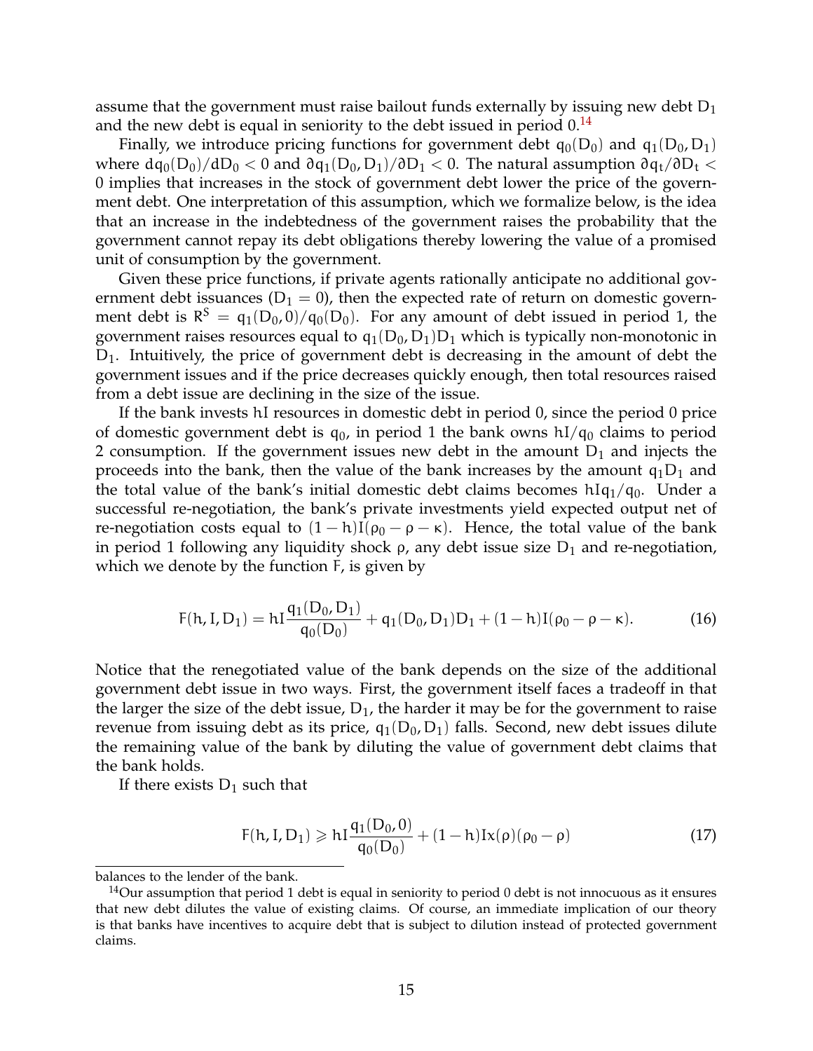assume that the government must raise bailout funds externally by issuing new debt $D_1$ and the new debt is equal in seniority to the debt issued in period 0.[14]

Finally, we introduce pricing functions for government debt $q_0(D_0)$ and $q_1(D_0, D_1)$ where $dq_0(D_0)/dD_0 < 0$ and $\partial q_1(D_0, D_1)/\partial D_1 < 0$. The natural assumption $\partial q_t/\partial D_t < 0$ implies that increases in the stock of government debt lower the price of the government debt. One interpretation of this assumption, which we formalize below, is the idea that an increase in the indebtedness of the government raises the probability that the government cannot repay its debt obligations thereby lowering the value of a promised unit of consumption by the government.

Given these price functions, if private agents rationally anticipate no additional government debt issuances ($D_1 = 0$), then the expected rate of return on domestic government debt is $R^S = q_1(D_0, 0)/q_0(D_0)$. For any amount of debt issued in period 1, the government raises resources equal to $q_1(D_0, D_1)D_1$ which is typically non-monotonic in $D_1$. Intuitively, the price of government debt is decreasing in the amount of debt the government issues and if the price decreases quickly enough, then total resources raised from a debt issue are declining in the size of the issue.

If the bank invests $hI$ resources in domestic debt in period 0, since the period 0 price of domestic government debt is $q_0$, in period 1 the bank owns $hI/q_0$ claims to period 2 consumption. If the government issues new debt in the amount $D_1$ and injects the proceeds into the bank, then the value of the bank increases by the amount $q_1 D_1$ and the total value of the bank's initial domestic debt claims becomes $hIq_1/q_0$. Under a successful re-negotiation, the bank's private investments yield expected output net of re-negotiation costs equal to $(1 - h)I(\rho_0 - \rho - \kappa)$. Hence, the total value of the bank in period 1 following any liquidity shock $\rho$, any debt issue size $D_1$ and re-negotiation, which we denote by the function $F$, is given by

$$F(h, I, D_1) = hI\frac{q_1(D_0, D_1)}{q_0(D_0)} + q_1(D_0, D_1)D_1 + (1 - h)I(\rho_0 - \rho - \kappa). \tag{16}$$

Notice that the renegotiated value of the bank depends on the size of the additional government debt issue in two ways. First, the government itself faces a tradeoff in that the larger the size of the debt issue, $D_1$, the harder it may be for the government to raise revenue from issuing debt as its price, $q_1(D_0, D_1)$ falls. Second, new debt issues dilute the remaining value of the bank by diluting the value of government debt claims that the bank holds.

If there exists $D_1$ such that

$$F(h, I, D_1) \geqslant hI\frac{q_1(D_0, 0)}{q_0(D_0)} + (1 - h)Ix(\rho)(\rho_0 - \rho) \tag{17}$$

balances to the lender of the bank.

[14] Our assumption that period 1 debt is equal in seniority to period 0 debt is not innocuous as it ensures that new debt dilutes the value of existing claims. Of course, an immediate implication of our theory is that banks have incentives to acquire debt that is subject to dilution instead of protected government claims.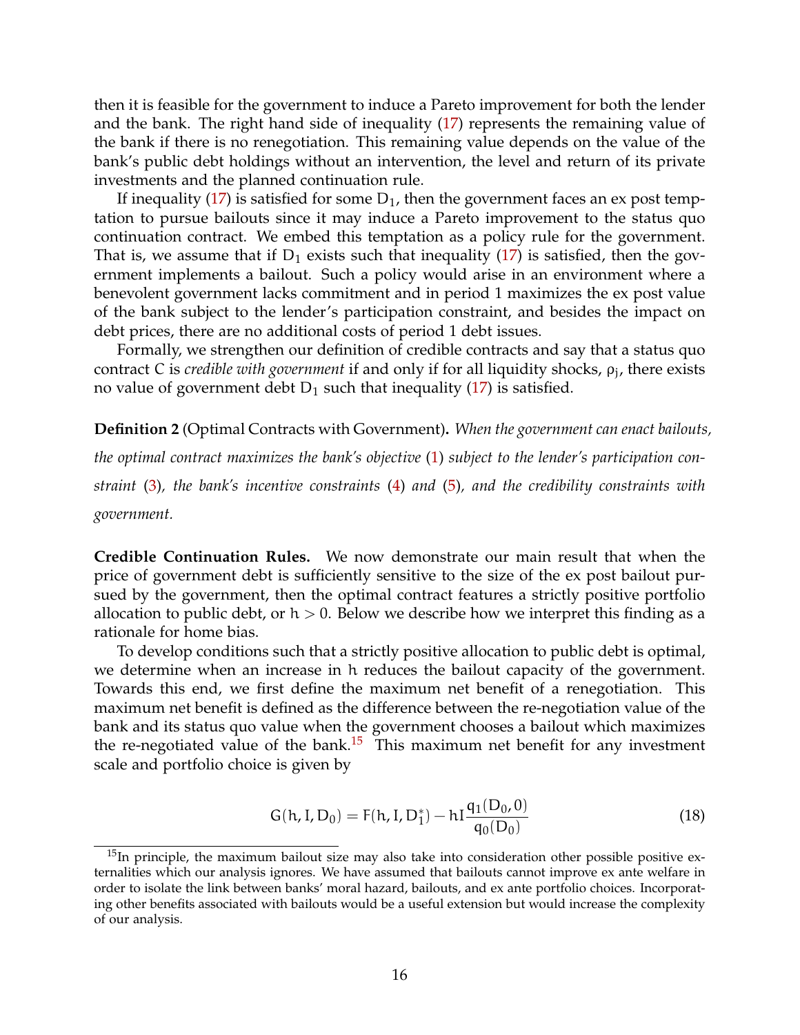then it is feasible for the government to induce a Pareto improvement for both the lender and the bank. The right hand side of inequality (17) represents the remaining value of the bank if there is no renegotiation. This remaining value depends on the value of the bank's public debt holdings without an intervention, the level and return of its private investments and the planned continuation rule.

If inequality (17) is satisfied for some $D_1$, then the government faces an ex post temptation to pursue bailouts since it may induce a Pareto improvement to the status quo continuation contract. We embed this temptation as a policy rule for the government. That is, we assume that if $D_1$ exists such that inequality (17) is satisfied, then the government implements a bailout. Such a policy would arise in an environment where a benevolent government lacks commitment and in period 1 maximizes the ex post value of the bank subject to the lender's participation constraint, and besides the impact on debt prices, there are no additional costs of period 1 debt issues.

Formally, we strengthen our definition of credible contracts and say that a status quo contract C is *credible with government* if and only if for all liquidity shocks, $\rho_j$, there exists no value of government debt $D_1$ such that inequality (17) is satisfied.

**Definition 2** (Optimal Contracts with Government)**.** *When the government can enact bailouts, the optimal contract maximizes the bank's objective* (1) *subject to the lender's participation constraint* (3)*, the bank's incentive constraints* (4) *and* (5)*, and the credibility constraints with government.*

**Credible Continuation Rules.** We now demonstrate our main result that when the price of government debt is sufficiently sensitive to the size of the ex post bailout pursued by the government, then the optimal contract features a strictly positive portfolio allocation to public debt, or $h > 0$. Below we describe how we interpret this finding as a rationale for home bias.

To develop conditions such that a strictly positive allocation to public debt is optimal, we determine when an increase in h reduces the bailout capacity of the government. Towards this end, we first define the maximum net benefit of a renegotiation. This maximum net benefit is defined as the difference between the re-negotiation value of the bank and its status quo value when the government chooses a bailout which maximizes the re-negotiated value of the bank.[15] This maximum net benefit for any investment scale and portfolio choice is given by

$$G(h, I, D_0) = F(h, I, D_1^*) - hI\frac{q_1(D_0, 0)}{q_0(D_0)} \tag{18}$$

[15] In principle, the maximum bailout size may also take into consideration other possible positive externalities which our analysis ignores. We have assumed that bailouts cannot improve ex ante welfare in order to isolate the link between banks' moral hazard, bailouts, and ex ante portfolio choices. Incorporating other benefits associated with bailouts would be a useful extension but would increase the complexity of our analysis.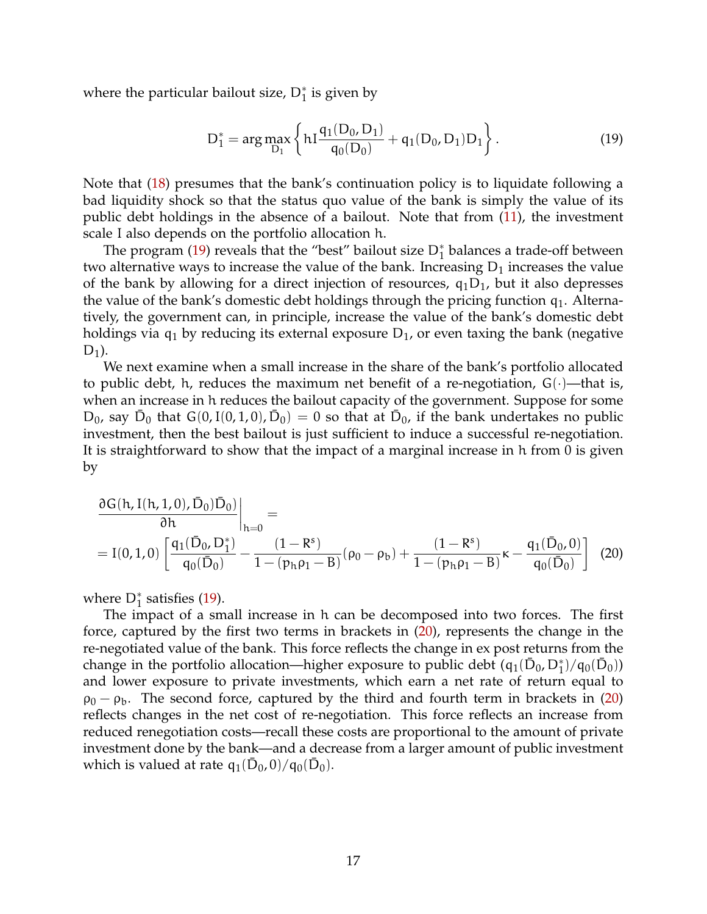where the particular bailout size, $D_1^*$ is given by

$$D_1^* = \arg\max_{D_1} \left\{ hI\frac{q_1(D_0, D_1)}{q_0(D_0)} + q_1(D_0, D_1)D_1 \right\}. \tag{19}$$

Note that (18) presumes that the bank's continuation policy is to liquidate following a bad liquidity shock so that the status quo value of the bank is simply the value of its public debt holdings in the absence of a bailout. Note that from (11), the investment scale $I$ also depends on the portfolio allocation $h$.

The program (19) reveals that the "best" bailout size $D_1^*$ balances a trade-off between two alternative ways to increase the value of the bank. Increasing $D_1$ increases the value of the bank by allowing for a direct injection of resources, $q_1 D_1$, but it also depresses the value of the bank's domestic debt holdings through the pricing function $q_1$. Alternatively, the government can, in principle, increase the value of the bank's domestic debt holdings via $q_1$ by reducing its external exposure $D_1$, or even taxing the bank (negative $D_1$).

We next examine when a small increase in the share of the bank's portfolio allocated to public debt, $h$, reduces the maximum net benefit of a re-negotiation, $G(\cdot)$—that is, when an increase in $h$ reduces the bailout capacity of the government. Suppose for some $D_0$, say $\bar{D}_0$ that $G(0, I(0,1,0), \bar{D}_0) = 0$ so that at $\bar{D}_0$, if the bank undertakes no public investment, then the best bailout is just sufficient to induce a successful re-negotiation. It is straightforward to show that the impact of a marginal increase in $h$ from 0 is given by

$$\begin{aligned}
&\left.\frac{\partial G(h, I(h,1,0), \bar{D}_0)\bar{D}_0)}{\partial h}\right|_{h=0} = \\
&= I(0,1,0)\left[\frac{q_1(\bar{D}_0, D_1^*)}{q_0(\bar{D}_0)} - \frac{(1-R^s)}{1-(p_h\rho_1 - B)}(\rho_0 - \rho_b) + \frac{(1-R^s)}{1-(p_h\rho_1 - B)}\kappa - \frac{q_1(\bar{D}_0, 0)}{q_0(\bar{D}_0)}\right]
\end{aligned} \tag{20}$$

where $D_1^*$ satisfies (19).

The impact of a small increase in $h$ can be decomposed into two forces. The first force, captured by the first two terms in brackets in (20), represents the change in the re-negotiated value of the bank. This force reflects the change in ex post returns from the change in the portfolio allocation—higher exposure to public debt ($q_1(\bar{D}_0, D_1^*)/q_0(\bar{D}_0)$) and lower exposure to private investments, which earn a net rate of return equal to $\rho_0 - \rho_b$. The second force, captured by the third and fourth term in brackets in (20) reflects changes in the net cost of re-negotiation. This force reflects an increase from reduced renegotiation costs—recall these costs are proportional to the amount of private investment done by the bank—and a decrease from a larger amount of public investment which is valued at rate $q_1(\bar{D}_0, 0)/q_0(\bar{D}_0)$.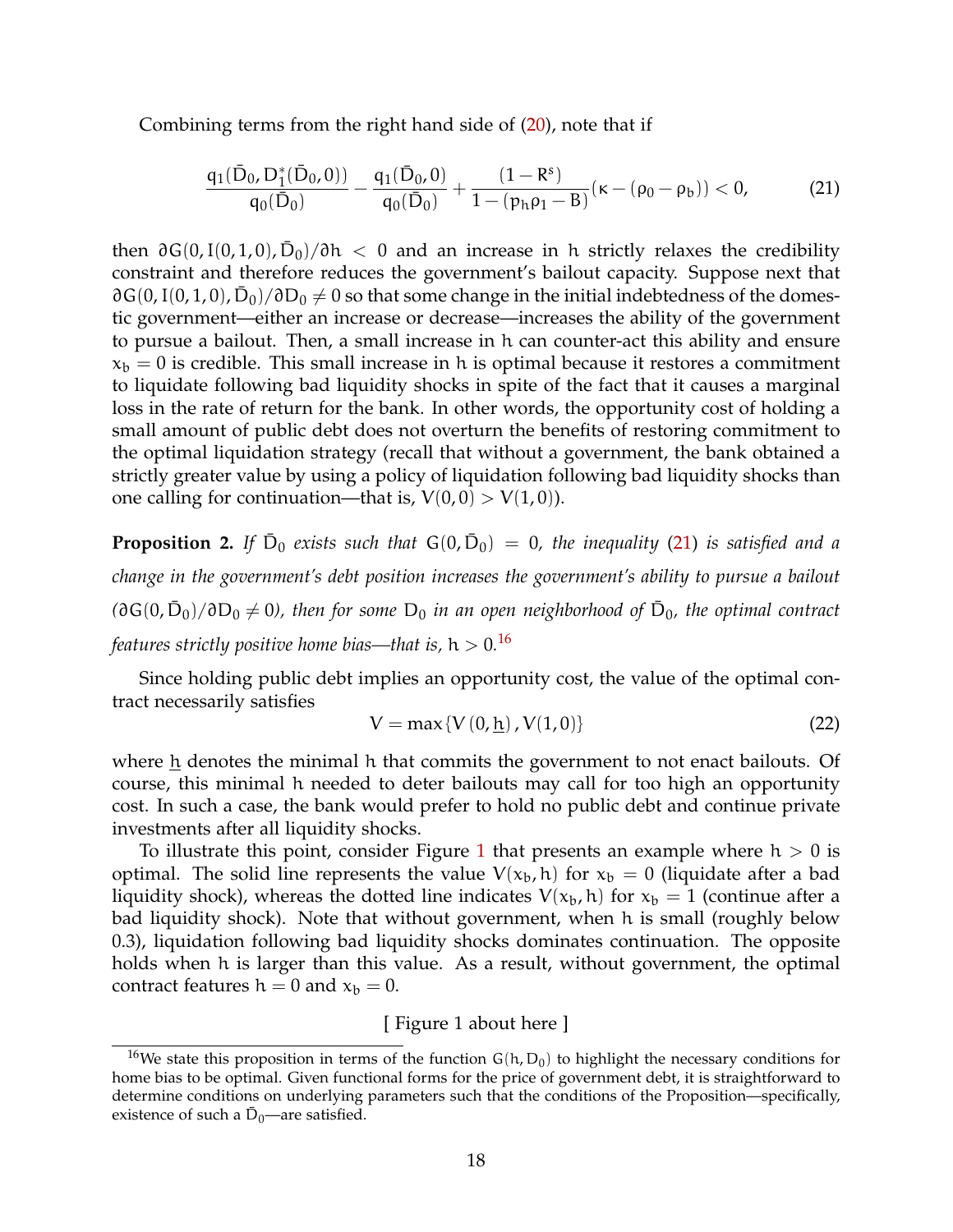Combining terms from the right hand side of (20), note that if

$$\frac{q_1(\bar{D}_0, D_1^*(\bar{D}_0, 0))}{q_0(\bar{D}_0)} - \frac{q_1(\bar{D}_0, 0)}{q_0(\bar{D}_0)} + \frac{(1-R^s)}{1-(p_h\rho_1 - B)}(\kappa - (\rho_0 - \rho_b)) < 0, \tag{21}$$

then $\partial G(0, I(0,1,0), \bar{D}_0)/\partial h < 0$ and an increase in $h$ strictly relaxes the credibility constraint and therefore reduces the government's bailout capacity. Suppose next that $\partial G(0, I(0,1,0), \bar{D}_0)/\partial D_0 \neq 0$ so that some change in the initial indebtedness of the domestic government—either an increase or decrease—increases the ability of the government to pursue a bailout. Then, a small increase in $h$ can counter-act this ability and ensure $x_b = 0$ is credible. This small increase in $h$ is optimal because it restores a commitment to liquidate following bad liquidity shocks in spite of the fact that it causes a marginal loss in the rate of return for the bank. In other words, the opportunity cost of holding a small amount of public debt does not overturn the benefits of restoring commitment to the optimal liquidation strategy (recall that without a government, the bank obtained a strictly greater value by using a policy of liquidation following bad liquidity shocks than one calling for continuation—that is, $V(0,0) > V(1,0)$).

**Proposition 2.** *If $\bar{D}_0$ exists such that $G(0, \bar{D}_0) = 0$, the inequality (21) is satisfied and a change in the government's debt position increases the government's ability to pursue a bailout ($\partial G(0, \bar{D}_0)/\partial D_0 \neq 0$), then for some $D_0$ in an open neighborhood of $\bar{D}_0$, the optimal contract features strictly positive home bias—that is, $h > 0$.*[16]

Since holding public debt implies an opportunity cost, the value of the optimal contract necessarily satisfies

$$V = \max\{V(0, \underline{h}), V(1,0)\} \tag{22}$$

where $\underline{h}$ denotes the minimal $h$ that commits the government to not enact bailouts. Of course, this minimal $h$ needed to deter bailouts may call for too high an opportunity cost. In such a case, the bank would prefer to hold no public debt and continue private investments after all liquidity shocks.

To illustrate this point, consider Figure 1 that presents an example where $h > 0$ is optimal. The solid line represents the value $V(x_b, h)$ for $x_b = 0$ (liquidate after a bad liquidity shock), whereas the dotted line indicates $V(x_b, h)$ for $x_b = 1$ (continue after a bad liquidity shock). Note that without government, when $h$ is small (roughly below 0.3), liquidation following bad liquidity shocks dominates continuation. The opposite holds when $h$ is larger than this value. As a result, without government, the optimal contract features $h = 0$ and $x_b = 0$.

[ Figure 1 about here ]

[16] We state this proposition in terms of the function $G(h, D_0)$ to highlight the necessary conditions for home bias to be optimal. Given functional forms for the price of government debt, it is straightforward to determine conditions on underlying parameters such that the conditions of the Proposition—specifically, existence of such a $\bar{D}_0$—are satisfied.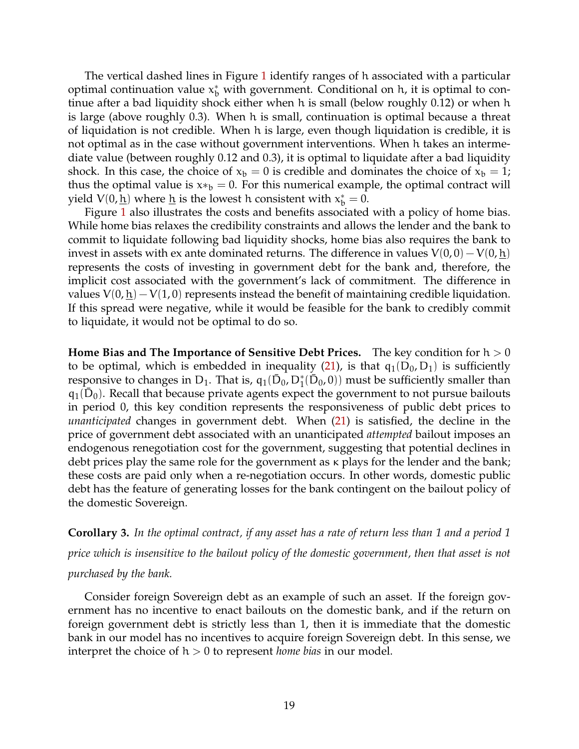The vertical dashed lines in Figure 1 identify ranges of $h$ associated with a particular optimal continuation value $x_b^*$ with government. Conditional on $h$, it is optimal to continue after a bad liquidity shock either when $h$ is small (below roughly 0.12) or when $h$ is large (above roughly 0.3). When $h$ is small, continuation is optimal because a threat of liquidation is not credible. When $h$ is large, even though liquidation is credible, it is not optimal as in the case without government interventions. When $h$ takes an intermediate value (between roughly 0.12 and 0.3), it is optimal to liquidate after a bad liquidity shock. In this case, the choice of $x_b = 0$ is credible and dominates the choice of $x_b = 1$; thus the optimal value is $x*_b = 0$. For this numerical example, the optimal contract will yield $V(0, \underline{h})$ where $\underline{h}$ is the lowest $h$ consistent with $x_b^* = 0$.

Figure 1 also illustrates the costs and benefits associated with a policy of home bias. While home bias relaxes the credibility constraints and allows the lender and the bank to commit to liquidate following bad liquidity shocks, home bias also requires the bank to invest in assets with ex ante dominated returns. The difference in values $V(0, 0) - V(0, \underline{h})$ represents the costs of investing in government debt for the bank and, therefore, the implicit cost associated with the government's lack of commitment. The difference in values $V(0, \underline{h}) - V(1, 0)$ represents instead the benefit of maintaining credible liquidation. If this spread were negative, while it would be feasible for the bank to credibly commit to liquidate, it would not be optimal to do so.

**Home Bias and The Importance of Sensitive Debt Prices.** The key condition for $h > 0$ to be optimal, which is embedded in inequality (21), is that $q_1(\bar{D}_0, D_1)$ is sufficiently responsive to changes in $D_1$. That is, $q_1(\bar{D}_0, D_1^*(\bar{D}_0, 0))$ must be sufficiently smaller than $q_1(\bar{D}_0)$. Recall that because private agents expect the government to not pursue bailouts in period 0, this key condition represents the responsiveness of public debt prices to *unanticipated* changes in government debt. When (21) is satisfied, the decline in the price of government debt associated with an unanticipated *attempted* bailout imposes an endogenous renegotiation cost for the government, suggesting that potential declines in debt prices play the same role for the government as $\kappa$ plays for the lender and the bank; these costs are paid only when a re-negotiation occurs. In other words, domestic public debt has the feature of generating losses for the bank contingent on the bailout policy of the domestic Sovereign.

**Corollary 3.** *In the optimal contract, if any asset has a rate of return less than 1 and a period 1 price which is insensitive to the bailout policy of the domestic government, then that asset is not purchased by the bank.*

Consider foreign Sovereign debt as an example of such an asset. If the foreign government has no incentive to enact bailouts on the domestic bank, and if the return on foreign government debt is strictly less than 1, then it is immediate that the domestic bank in our model has no incentives to acquire foreign Sovereign debt. In this sense, we interpret the choice of $h > 0$ to represent *home bias* in our model.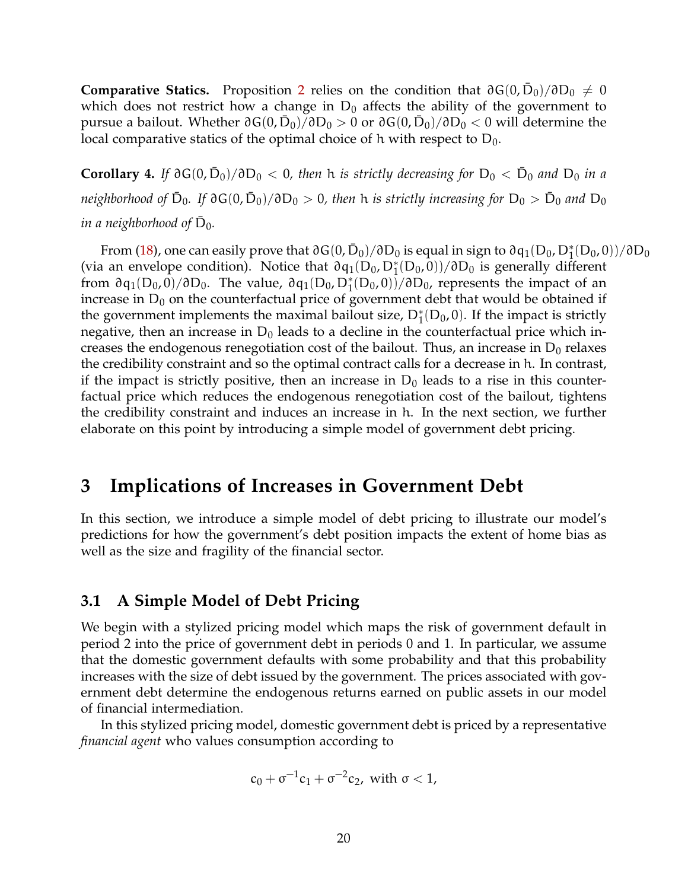**Comparative Statics.** Proposition 2 relies on the condition that $\partial G(0, \bar{D}_0)/\partial D_0 \neq 0$ which does not restrict how a change in $D_0$ affects the ability of the government to pursue a bailout. Whether $\partial G(0, \bar{D}_0)/\partial D_0 > 0$ or $\partial G(0, \bar{D}_0)/\partial D_0 < 0$ will determine the local comparative statics of the optimal choice of $h$ with respect to $D_0$.

**Corollary 4.** *If $\partial G(0, \bar{D}_0)/\partial D_0 < 0$, then $h$ is strictly decreasing for $D_0 < \bar{D}_0$ and $D_0$ in a neighborhood of $\bar{D}_0$. If $\partial G(0, \bar{D}_0)/\partial D_0 > 0$, then $h$ is strictly increasing for $D_0 > \bar{D}_0$ and $D_0$ in a neighborhood of $\bar{D}_0$.*

From (18), one can easily prove that $\partial G(0, \bar{D}_0)/\partial D_0$ is equal in sign to $\partial q_1(D_0, D_1^*(D_0, 0))/\partial D_0$ (via an envelope condition). Notice that $\partial q_1(D_0, D_1^*(D_0, 0))/\partial D_0$ is generally different from $\partial q_1(D_0, 0)/\partial D_0$. The value, $\partial q_1(D_0, D_1^*(D_0, 0))/\partial D_0$, represents the impact of an increase in $D_0$ on the counterfactual price of government debt that would be obtained if the government implements the maximal bailout size, $D_1^*(D_0, 0)$. If the impact is strictly negative, then an increase in $D_0$ leads to a decline in the counterfactual price which increases the endogenous renegotiation cost of the bailout. Thus, an increase in $D_0$ relaxes the credibility constraint and so the optimal contract calls for a decrease in $h$. In contrast, if the impact is strictly positive, then an increase in $D_0$ leads to a rise in this counterfactual price which reduces the endogenous renegotiation cost of the bailout, tightens the credibility constraint and induces an increase in $h$. In the next section, we further elaborate on this point by introducing a simple model of government debt pricing.

# 3 Implications of Increases in Government Debt

In this section, we introduce a simple model of debt pricing to illustrate our model's predictions for how the government's debt position impacts the extent of home bias as well as the size and fragility of the financial sector.

## 3.1 A Simple Model of Debt Pricing

We begin with a stylized pricing model which maps the risk of government default in period 2 into the price of government debt in periods 0 and 1. In particular, we assume that the domestic government defaults with some probability and that this probability increases with the size of debt issued by the government. The prices associated with government debt determine the endogenous returns earned on public assets in our model of financial intermediation.

In this stylized pricing model, domestic government debt is priced by a representative *financial agent* who values consumption according to

$$c_0 + \sigma^{-1} c_1 + \sigma^{-2} c_2, \text{ with } \sigma < 1,$$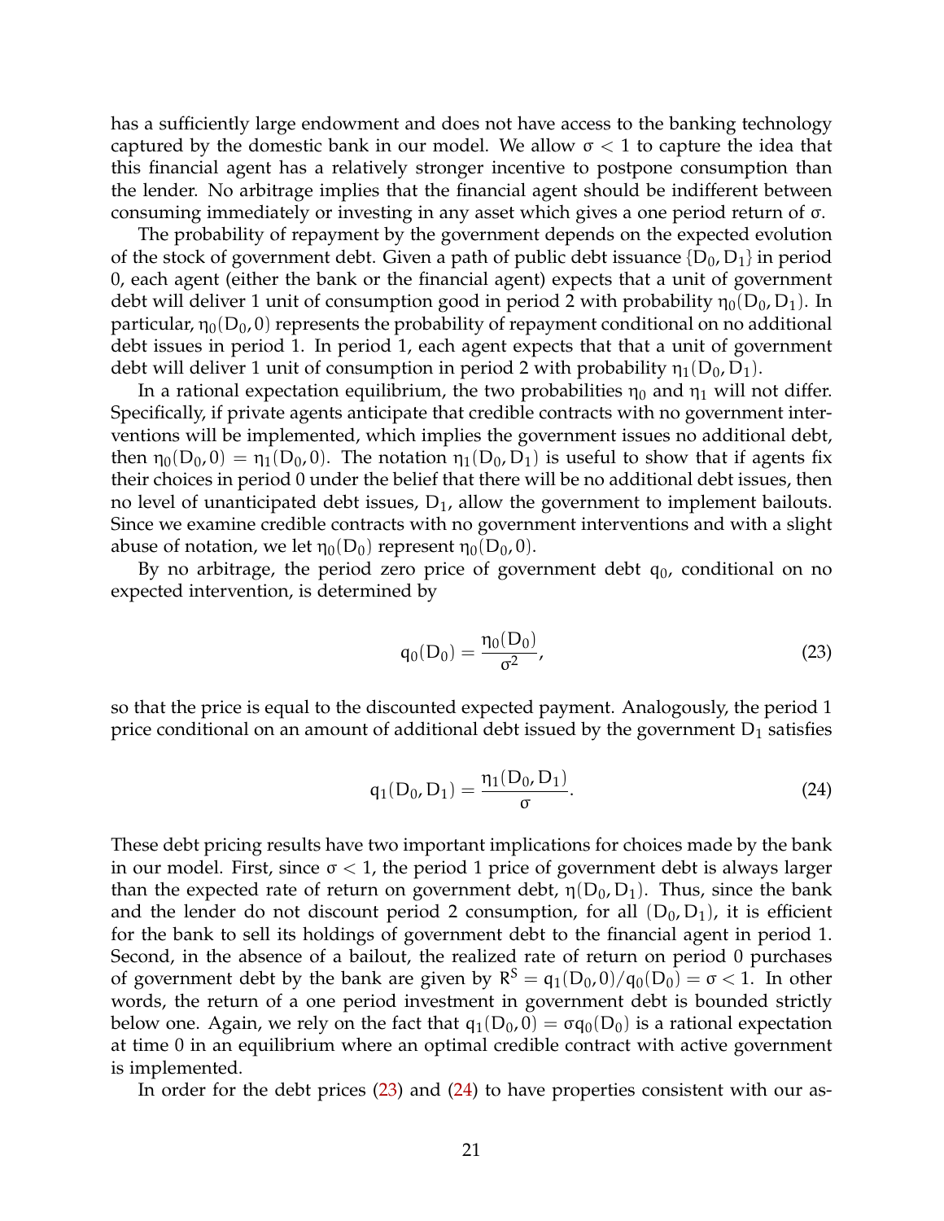has a sufficiently large endowment and does not have access to the banking technology captured by the domestic bank in our model. We allow $\sigma < 1$ to capture the idea that this financial agent has a relatively stronger incentive to postpone consumption than the lender. No arbitrage implies that the financial agent should be indifferent between consuming immediately or investing in any asset which gives a one period return of $\sigma$.

The probability of repayment by the government depends on the expected evolution of the stock of government debt. Given a path of public debt issuance $\{D_0, D_1\}$ in period 0, each agent (either the bank or the financial agent) expects that a unit of government debt will deliver 1 unit of consumption good in period 2 with probability $\eta_0(D_0, D_1)$. In particular, $\eta_0(D_0, 0)$ represents the probability of repayment conditional on no additional debt issues in period 1. In period 1, each agent expects that that a unit of government debt will deliver 1 unit of consumption in period 2 with probability $\eta_1(D_0, D_1)$.

In a rational expectation equilibrium, the two probabilities $\eta_0$ and $\eta_1$ will not differ. Specifically, if private agents anticipate that credible contracts with no government interventions will be implemented, which implies the government issues no additional debt, then $\eta_0(D_0, 0) = \eta_1(D_0, 0)$. The notation $\eta_1(D_0, D_1)$ is useful to show that if agents fix their choices in period 0 under the belief that there will be no additional debt issues, then no level of unanticipated debt issues, $D_1$, allow the government to implement bailouts. Since we examine credible contracts with no government interventions and with a slight abuse of notation, we let $\eta_0(D_0)$ represent $\eta_0(D_0, 0)$.

By no arbitrage, the period zero price of government debt $q_0$, conditional on no expected intervention, is determined by

$$q_0(D_0) = \frac{\eta_0(D_0)}{\sigma^2}, \tag{23}$$

so that the price is equal to the discounted expected payment. Analogously, the period 1 price conditional on an amount of additional debt issued by the government $D_1$ satisfies

$$q_1(D_0, D_1) = \frac{\eta_1(D_0, D_1)}{\sigma}. \tag{24}$$

These debt pricing results have two important implications for choices made by the bank in our model. First, since $\sigma < 1$, the period 1 price of government debt is always larger than the expected rate of return on government debt, $\eta(D_0, D_1)$. Thus, since the bank and the lender do not discount period 2 consumption, for all $(D_0, D_1)$, it is efficient for the bank to sell its holdings of government debt to the financial agent in period 1. Second, in the absence of a bailout, the realized rate of return on period 0 purchases of government debt by the bank are given by $R^S = q_1(D_0, 0)/q_0(D_0) = \sigma < 1$. In other words, the return of a one period investment in government debt is bounded strictly below one. Again, we rely on the fact that $q_1(D_0, 0) = \sigma q_0(D_0)$ is a rational expectation at time 0 in an equilibrium where an optimal credible contract with active government is implemented.

In order for the debt prices (23) and (24) to have properties consistent with our as-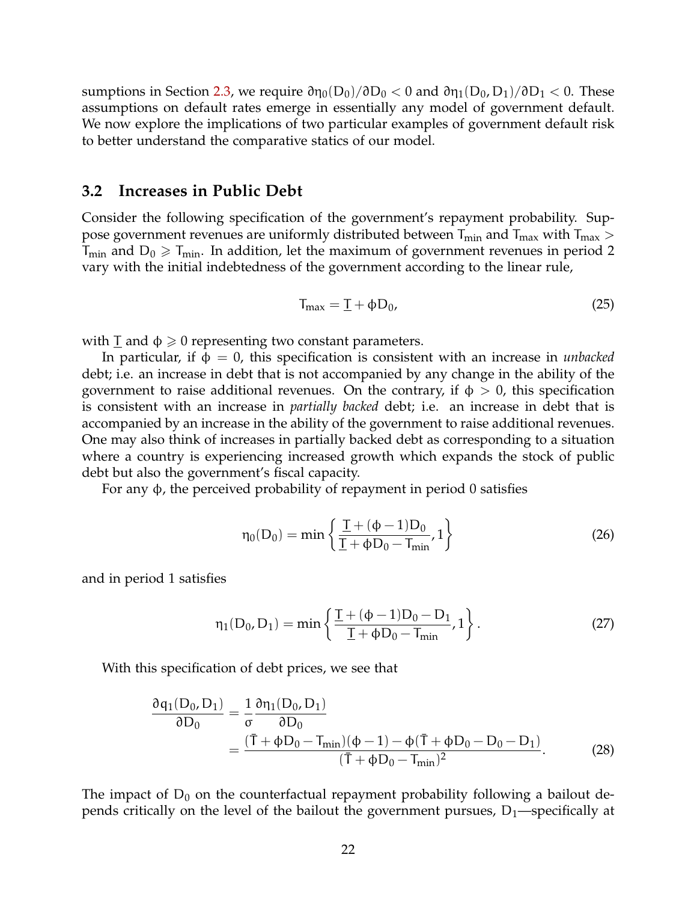sumptions in Section 2.3, we require $\partial\eta_0(D_0)/\partial D_0 < 0$ and $\partial\eta_1(D_0, D_1)/\partial D_1 < 0$. These assumptions on default rates emerge in essentially any model of government default. We now explore the implications of two particular examples of government default risk to better understand the comparative statics of our model.

## 3.2 Increases in Public Debt

Consider the following specification of the government's repayment probability. Suppose government revenues are uniformly distributed between $T_{min}$ and $T_{max}$ with $T_{max} > T_{min}$ and $D_0 \geqslant T_{min}$. In addition, let the maximum of government revenues in period 2 vary with the initial indebtedness of the government according to the linear rule,

$$T_{max} = \underline{T} + \phi D_0, \tag{25}$$

with $\underline{T}$ and $\phi \geqslant 0$ representing two constant parameters.

In particular, if $\phi = 0$, this specification is consistent with an increase in *unbacked* debt; i.e. an increase in debt that is not accompanied by any change in the ability of the government to raise additional revenues. On the contrary, if $\phi > 0$, this specification is consistent with an increase in *partially backed* debt; i.e. an increase in debt that is accompanied by an increase in the ability of the government to raise additional revenues. One may also think of increases in partially backed debt as corresponding to a situation where a country is experiencing increased growth which expands the stock of public debt but also the government's fiscal capacity.

For any $\phi$, the perceived probability of repayment in period 0 satisfies

$$\eta_0(D_0) = \min\left\{\frac{\underline{T} + (\phi - 1)D_0}{\underline{T} + \phi D_0 - T_{min}}, 1\right\} \tag{26}$$

and in period 1 satisfies

$$\eta_1(D_0, D_1) = \min\left\{\frac{\underline{T} + (\phi - 1)D_0 - D_1}{\underline{T} + \phi D_0 - T_{min}}, 1\right\}. \tag{27}$$

With this specification of debt prices, we see that

$$\begin{aligned}
\frac{\partial q_1(D_0, D_1)}{\partial D_0} &= \frac{1}{\sigma}\frac{\partial \eta_1(D_0, D_1)}{\partial D_0} \\
&= \frac{(\bar{T} + \phi D_0 - T_{min})(\phi - 1) - \phi(\bar{T} + \phi D_0 - D_0 - D_1)}{(\bar{T} + \phi D_0 - T_{min})^2}.
\end{aligned} \tag{28}$$

The impact of $D_0$ on the counterfactual repayment probability following a bailout depends critically on the level of the bailout the government pursues, $D_1$—specifically at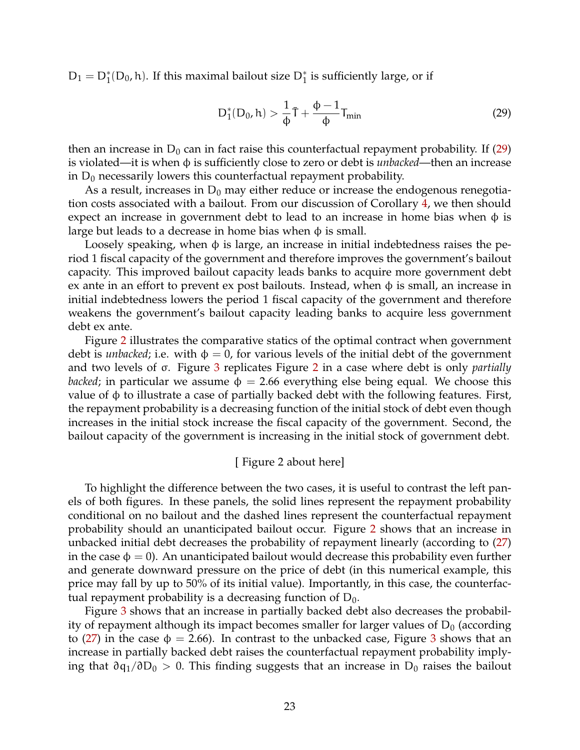$D_1 = D_1^*(D_0, h)$. If this maximal bailout size $D_1^*$ is sufficiently large, or if

$$D_1^*(D_0, h) > \frac{1}{\phi}\bar{T} + \frac{\phi - 1}{\phi}T_{\min} \tag{29}$$

then an increase in $D_0$ can in fact raise this counterfactual repayment probability. If (29) is violated—it is when $\phi$ is sufficiently close to zero or debt is *unbacked*—then an increase in $D_0$ necessarily lowers this counterfactual repayment probability.

As a result, increases in $D_0$ may either reduce or increase the endogenous renegotiation costs associated with a bailout. From our discussion of Corollary 4, we then should expect an increase in government debt to lead to an increase in home bias when $\phi$ is large but leads to a decrease in home bias when $\phi$ is small.

Loosely speaking, when $\phi$ is large, an increase in initial indebtedness raises the period 1 fiscal capacity of the government and therefore improves the government's bailout capacity. This improved bailout capacity leads banks to acquire more government debt ex ante in an effort to prevent ex post bailouts. Instead, when $\phi$ is small, an increase in initial indebtedness lowers the period 1 fiscal capacity of the government and therefore weakens the government's bailout capacity leading banks to acquire less government debt ex ante.

Figure 2 illustrates the comparative statics of the optimal contract when government debt is *unbacked*; i.e. with $\phi = 0$, for various levels of the initial debt of the government and two levels of $\sigma$. Figure 3 replicates Figure 2 in a case where debt is only *partially backed*; in particular we assume $\phi = 2.66$ everything else being equal. We choose this value of $\phi$ to illustrate a case of partially backed debt with the following features. First, the repayment probability is a decreasing function of the initial stock of debt even though increases in the initial stock increase the fiscal capacity of the government. Second, the bailout capacity of the government is increasing in the initial stock of government debt.

[ Figure 2 about here]

To highlight the difference between the two cases, it is useful to contrast the left panels of both figures. In these panels, the solid lines represent the repayment probability conditional on no bailout and the dashed lines represent the counterfactual repayment probability should an unanticipated bailout occur. Figure 2 shows that an increase in unbacked initial debt decreases the probability of repayment linearly (according to (27) in the case $\phi = 0$). An unanticipated bailout would decrease this probability even further and generate downward pressure on the price of debt (in this numerical example, this price may fall by up to 50% of its initial value). Importantly, in this case, the counterfactual repayment probability is a decreasing function of $D_0$.

Figure 3 shows that an increase in partially backed debt also decreases the probability of repayment although its impact becomes smaller for larger values of $D_0$ (according to (27) in the case $\phi = 2.66$). In contrast to the unbacked case, Figure 3 shows that an increase in partially backed debt raises the counterfactual repayment probability implying that $\partial q_1 / \partial D_0 > 0$. This finding suggests that an increase in $D_0$ raises the bailout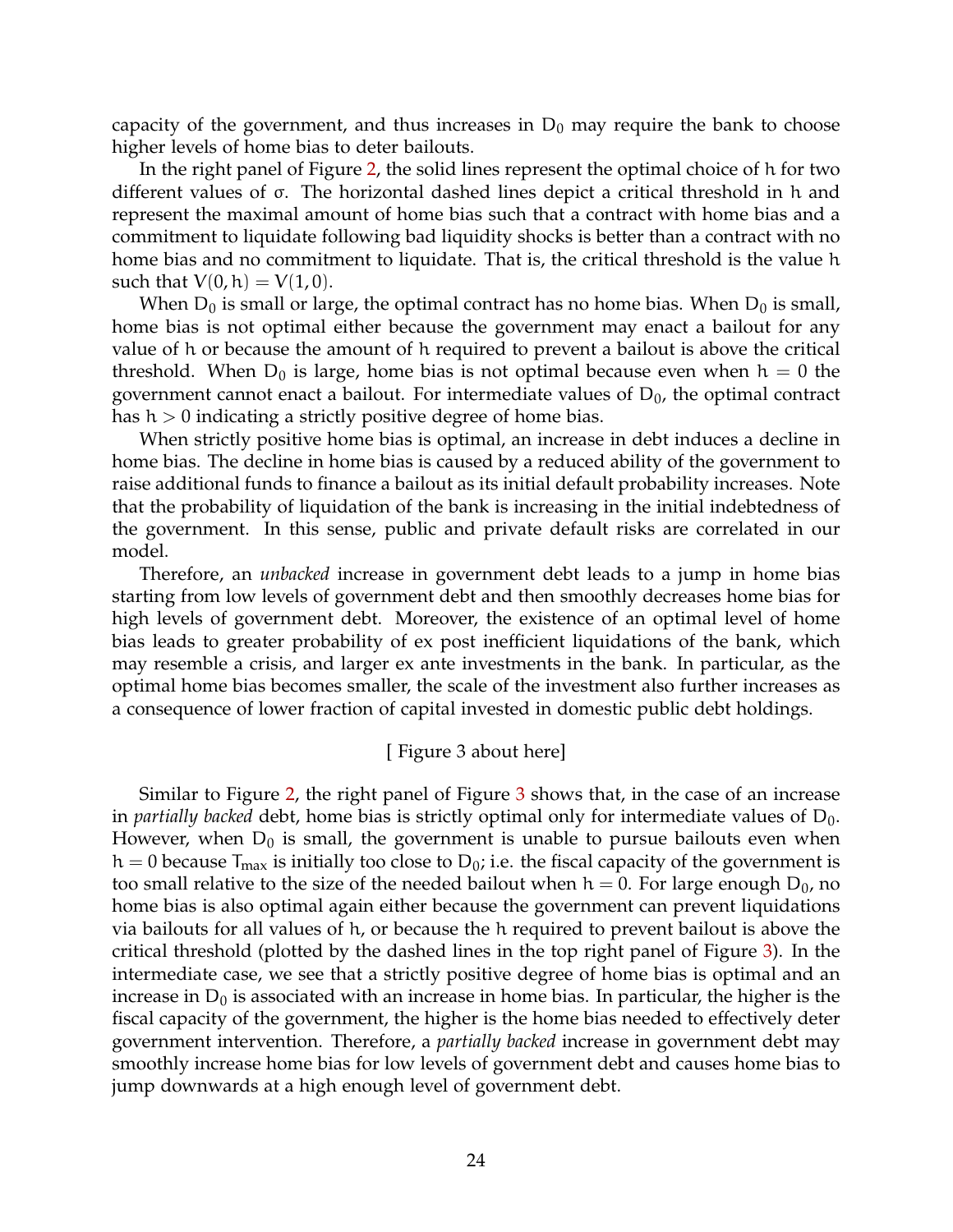capacity of the government, and thus increases in $D_0$ may require the bank to choose higher levels of home bias to deter bailouts.

In the right panel of Figure 2, the solid lines represent the optimal choice of $h$ for two different values of $\sigma$. The horizontal dashed lines depict a critical threshold in $h$ and represent the maximal amount of home bias such that a contract with home bias and a commitment to liquidate following bad liquidity shocks is better than a contract with no home bias and no commitment to liquidate. That is, the critical threshold is the value $h$ such that $V(0, h) = V(1, 0)$.

When $D_0$ is small or large, the optimal contract has no home bias. When $D_0$ is small, home bias is not optimal either because the government may enact a bailout for any value of $h$ or because the amount of $h$ required to prevent a bailout is above the critical threshold. When $D_0$ is large, home bias is not optimal because even when $h = 0$ the government cannot enact a bailout. For intermediate values of $D_0$, the optimal contract has $h > 0$ indicating a strictly positive degree of home bias.

When strictly positive home bias is optimal, an increase in debt induces a decline in home bias. The decline in home bias is caused by a reduced ability of the government to raise additional funds to finance a bailout as its initial default probability increases. Note that the probability of liquidation of the bank is increasing in the initial indebtedness of the government. In this sense, public and private default risks are correlated in our model.

Therefore, an *unbacked* increase in government debt leads to a jump in home bias starting from low levels of government debt and then smoothly decreases home bias for high levels of government debt. Moreover, the existence of an optimal level of home bias leads to greater probability of ex post inefficient liquidations of the bank, which may resemble a crisis, and larger ex ante investments in the bank. In particular, as the optimal home bias becomes smaller, the scale of the investment also further increases as a consequence of lower fraction of capital invested in domestic public debt holdings.

[ Figure 3 about here]

Similar to Figure 2, the right panel of Figure 3 shows that, in the case of an increase in *partially backed* debt, home bias is strictly optimal only for intermediate values of $D_0$. However, when $D_0$ is small, the government is unable to pursue bailouts even when $h = 0$ because $T_{max}$ is initially too close to $D_0$; i.e. the fiscal capacity of the government is too small relative to the size of the needed bailout when $h = 0$. For large enough $D_0$, no home bias is also optimal again either because the government can prevent liquidations via bailouts for all values of $h$, or because the $h$ required to prevent bailout is above the critical threshold (plotted by the dashed lines in the top right panel of Figure 3). In the intermediate case, we see that a strictly positive degree of home bias is optimal and an increase in $D_0$ is associated with an increase in home bias. In particular, the higher is the fiscal capacity of the government, the higher is the home bias needed to effectively deter government intervention. Therefore, a *partially backed* increase in government debt may smoothly increase home bias for low levels of government debt and causes home bias to jump downwards at a high enough level of government debt.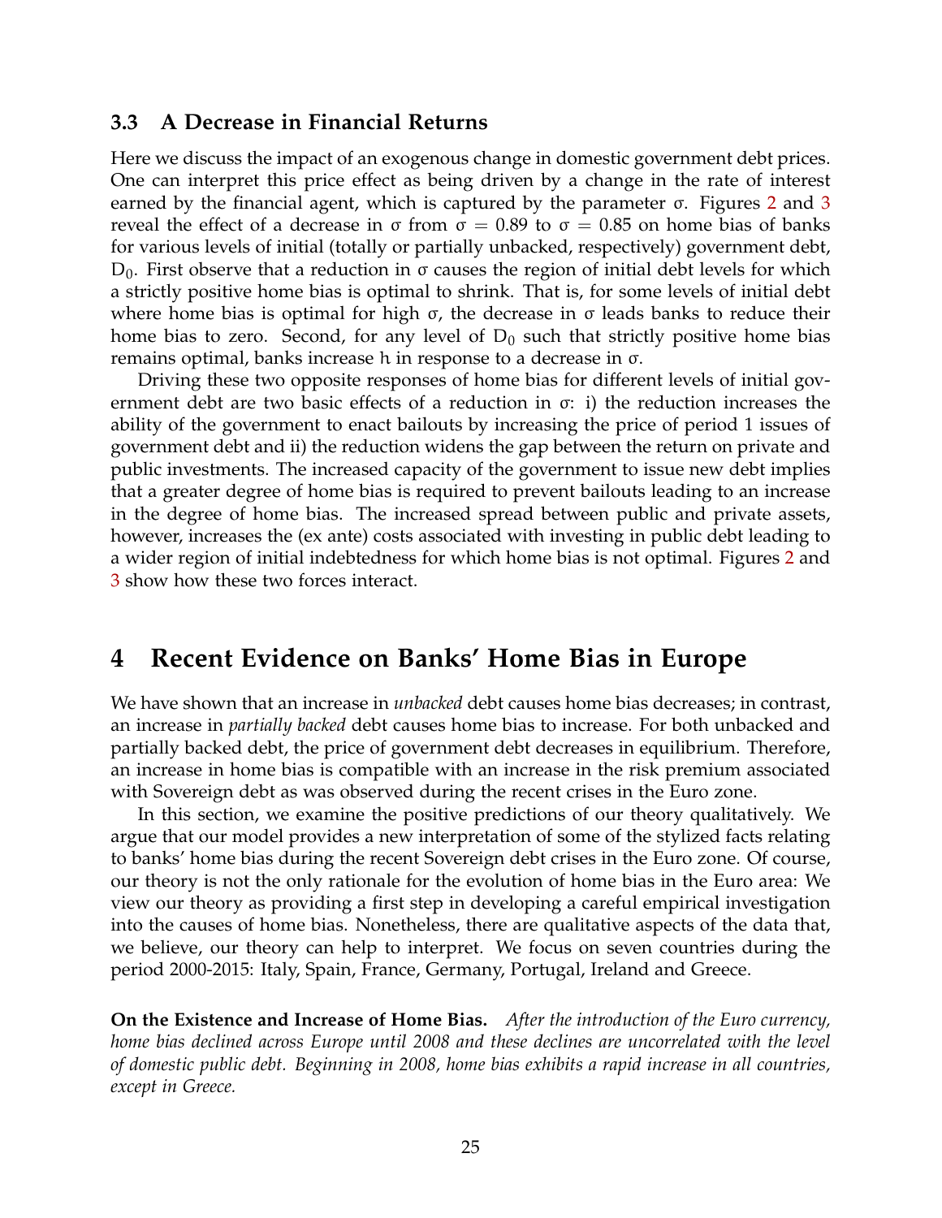### 3.3 A Decrease in Financial Returns

Here we discuss the impact of an exogenous change in domestic government debt prices. One can interpret this price effect as being driven by a change in the rate of interest earned by the financial agent, which is captured by the parameter $\sigma$. Figures 2 and 3 reveal the effect of a decrease in $\sigma$ from $\sigma = 0.89$ to $\sigma = 0.85$ on home bias of banks for various levels of initial (totally or partially unbacked, respectively) government debt, $D_0$. First observe that a reduction in $\sigma$ causes the region of initial debt levels for which a strictly positive home bias is optimal to shrink. That is, for some levels of initial debt where home bias is optimal for high $\sigma$, the decrease in $\sigma$ leads banks to reduce their home bias to zero. Second, for any level of $D_0$ such that strictly positive home bias remains optimal, banks increase $h$ in response to a decrease in $\sigma$.

Driving these two opposite responses of home bias for different levels of initial government debt are two basic effects of a reduction in $\sigma$: i) the reduction increases the ability of the government to enact bailouts by increasing the price of period 1 issues of government debt and ii) the reduction widens the gap between the return on private and public investments. The increased capacity of the government to issue new debt implies that a greater degree of home bias is required to prevent bailouts leading to an increase in the degree of home bias. The increased spread between public and private assets, however, increases the (ex ante) costs associated with investing in public debt leading to a wider region of initial indebtedness for which home bias is not optimal. Figures 2 and 3 show how these two forces interact.

# 4 Recent Evidence on Banks' Home Bias in Europe

We have shown that an increase in *unbacked* debt causes home bias decreases; in contrast, an increase in *partially backed* debt causes home bias to increase. For both unbacked and partially backed debt, the price of government debt decreases in equilibrium. Therefore, an increase in home bias is compatible with an increase in the risk premium associated with Sovereign debt as was observed during the recent crises in the Euro zone.

In this section, we examine the positive predictions of our theory qualitatively. We argue that our model provides a new interpretation of some of the stylized facts relating to banks' home bias during the recent Sovereign debt crises in the Euro zone. Of course, our theory is not the only rationale for the evolution of home bias in the Euro area: We view our theory as providing a first step in developing a careful empirical investigation into the causes of home bias. Nonetheless, there are qualitative aspects of the data that, we believe, our theory can help to interpret. We focus on seven countries during the period 2000-2015: Italy, Spain, France, Germany, Portugal, Ireland and Greece.

**On the Existence and Increase of Home Bias.** *After the introduction of the Euro currency, home bias declined across Europe until 2008 and these declines are uncorrelated with the level of domestic public debt. Beginning in 2008, home bias exhibits a rapid increase in all countries, except in Greece.*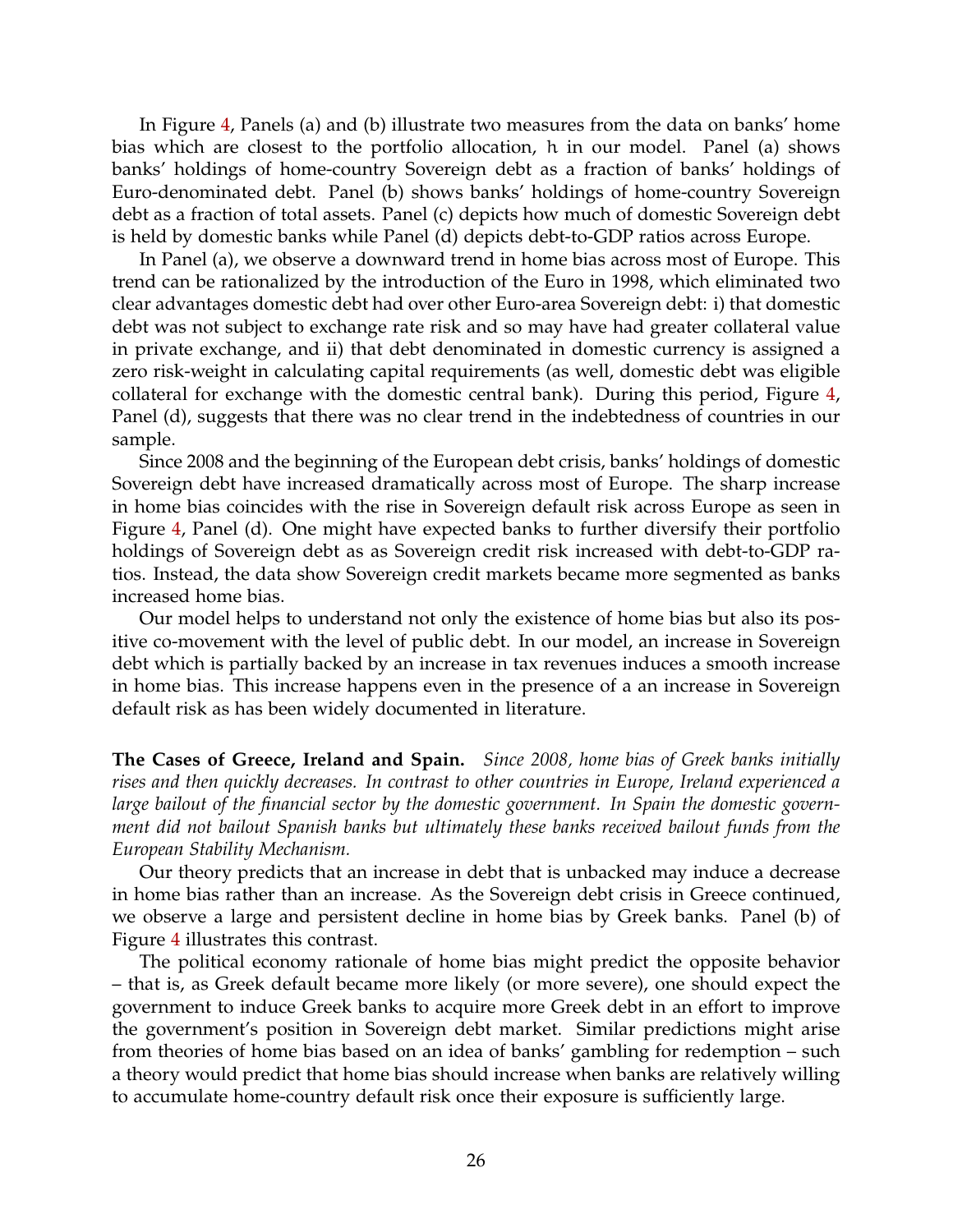In Figure 4, Panels (a) and (b) illustrate two measures from the data on banks' home bias which are closest to the portfolio allocation, $h$ in our model. Panel (a) shows banks' holdings of home-country Sovereign debt as a fraction of banks' holdings of Euro-denominated debt. Panel (b) shows banks' holdings of home-country Sovereign debt as a fraction of total assets. Panel (c) depicts how much of domestic Sovereign debt is held by domestic banks while Panel (d) depicts debt-to-GDP ratios across Europe.

In Panel (a), we observe a downward trend in home bias across most of Europe. This trend can be rationalized by the introduction of the Euro in 1998, which eliminated two clear advantages domestic debt had over other Euro-area Sovereign debt: i) that domestic debt was not subject to exchange rate risk and so may have had greater collateral value in private exchange, and ii) that debt denominated in domestic currency is assigned a zero risk-weight in calculating capital requirements (as well, domestic debt was eligible collateral for exchange with the domestic central bank). During this period, Figure 4, Panel (d), suggests that there was no clear trend in the indebtedness of countries in our sample.

Since 2008 and the beginning of the European debt crisis, banks' holdings of domestic Sovereign debt have increased dramatically across most of Europe. The sharp increase in home bias coincides with the rise in Sovereign default risk across Europe as seen in Figure 4, Panel (d). One might have expected banks to further diversify their portfolio holdings of Sovereign debt as as Sovereign credit risk increased with debt-to-GDP ratios. Instead, the data show Sovereign credit markets became more segmented as banks increased home bias.

Our model helps to understand not only the existence of home bias but also its positive co-movement with the level of public debt. In our model, an increase in Sovereign debt which is partially backed by an increase in tax revenues induces a smooth increase in home bias. This increase happens even in the presence of a an increase in Sovereign default risk as has been widely documented in literature.

**The Cases of Greece, Ireland and Spain.** *Since 2008, home bias of Greek banks initially rises and then quickly decreases. In contrast to other countries in Europe, Ireland experienced a large bailout of the financial sector by the domestic government. In Spain the domestic government did not bailout Spanish banks but ultimately these banks received bailout funds from the European Stability Mechanism.*

Our theory predicts that an increase in debt that is unbacked may induce a decrease in home bias rather than an increase. As the Sovereign debt crisis in Greece continued, we observe a large and persistent decline in home bias by Greek banks. Panel (b) of Figure 4 illustrates this contrast.

The political economy rationale of home bias might predict the opposite behavior – that is, as Greek default became more likely (or more severe), one should expect the government to induce Greek banks to acquire more Greek debt in an effort to improve the government's position in Sovereign debt market. Similar predictions might arise from theories of home bias based on an idea of banks' gambling for redemption – such a theory would predict that home bias should increase when banks are relatively willing to accumulate home-country default risk once their exposure is sufficiently large.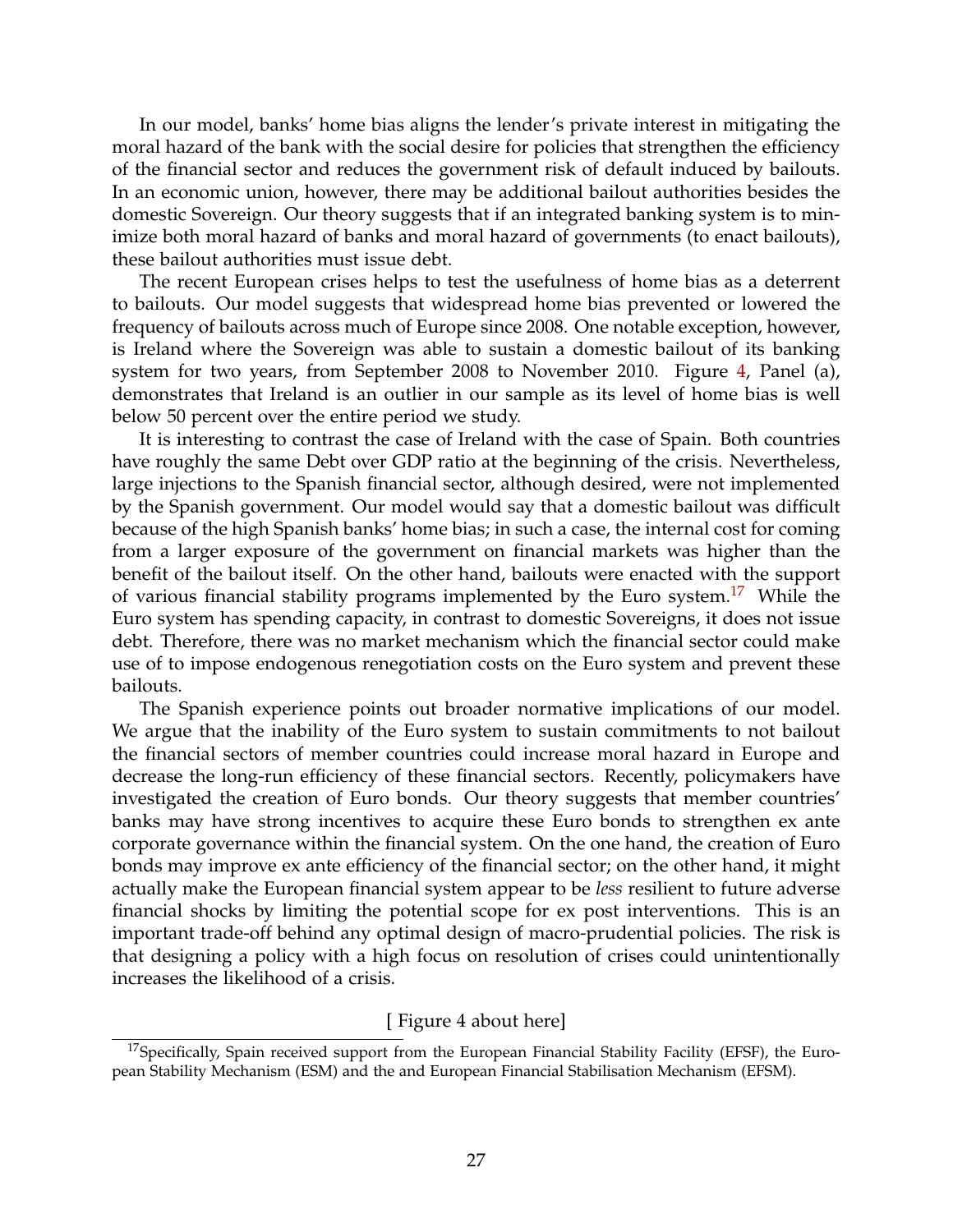In our model, banks' home bias aligns the lender's private interest in mitigating the moral hazard of the bank with the social desire for policies that strengthen the efficiency of the financial sector and reduces the government risk of default induced by bailouts. In an economic union, however, there may be additional bailout authorities besides the domestic Sovereign. Our theory suggests that if an integrated banking system is to minimize both moral hazard of banks and moral hazard of governments (to enact bailouts), these bailout authorities must issue debt.

The recent European crises helps to test the usefulness of home bias as a deterrent to bailouts. Our model suggests that widespread home bias prevented or lowered the frequency of bailouts across much of Europe since 2008. One notable exception, however, is Ireland where the Sovereign was able to sustain a domestic bailout of its banking system for two years, from September 2008 to November 2010. Figure 4, Panel (a), demonstrates that Ireland is an outlier in our sample as its level of home bias is well below 50 percent over the entire period we study.

It is interesting to contrast the case of Ireland with the case of Spain. Both countries have roughly the same Debt over GDP ratio at the beginning of the crisis. Nevertheless, large injections to the Spanish financial sector, although desired, were not implemented by the Spanish government. Our model would say that a domestic bailout was difficult because of the high Spanish banks' home bias; in such a case, the internal cost for coming from a larger exposure of the government on financial markets was higher than the benefit of the bailout itself. On the other hand, bailouts were enacted with the support of various financial stability programs implemented by the Euro system.[17] While the Euro system has spending capacity, in contrast to domestic Sovereigns, it does not issue debt. Therefore, there was no market mechanism which the financial sector could make use of to impose endogenous renegotiation costs on the Euro system and prevent these bailouts.

The Spanish experience points out broader normative implications of our model. We argue that the inability of the Euro system to sustain commitments to not bailout the financial sectors of member countries could increase moral hazard in Europe and decrease the long-run efficiency of these financial sectors. Recently, policymakers have investigated the creation of Euro bonds. Our theory suggests that member countries' banks may have strong incentives to acquire these Euro bonds to strengthen ex ante corporate governance within the financial system. On the one hand, the creation of Euro bonds may improve ex ante efficiency of the financial sector; on the other hand, it might actually make the European financial system appear to be *less* resilient to future adverse financial shocks by limiting the potential scope for ex post interventions. This is an important trade-off behind any optimal design of macro-prudential policies. The risk is that designing a policy with a high focus on resolution of crises could unintentionally increases the likelihood of a crisis.

[ Figure 4 about here]

[17] Specifically, Spain received support from the European Financial Stability Facility (EFSF), the European Stability Mechanism (ESM) and the and European Financial Stabilisation Mechanism (EFSM).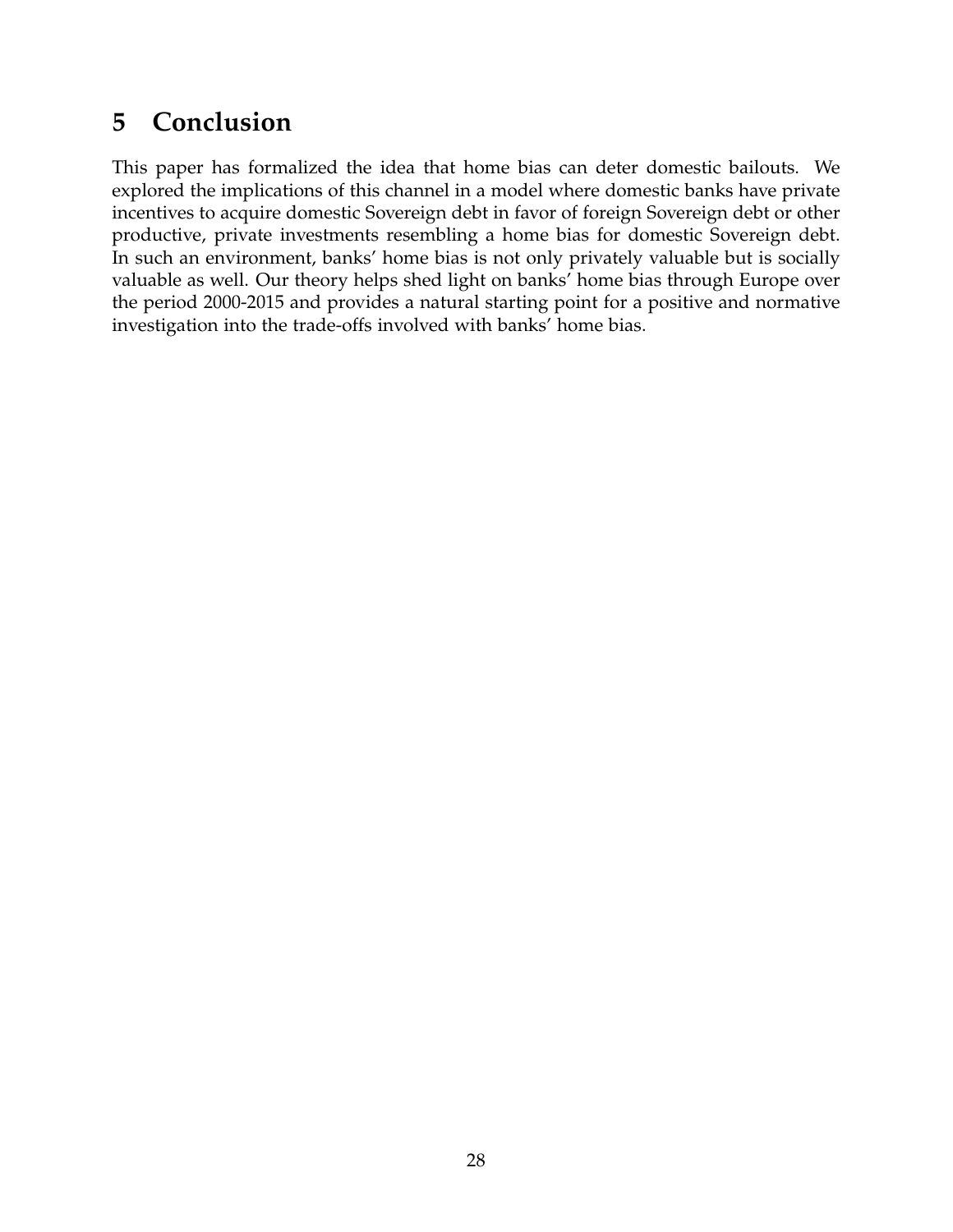# 5 Conclusion

This paper has formalized the idea that home bias can deter domestic bailouts. We explored the implications of this channel in a model where domestic banks have private incentives to acquire domestic Sovereign debt in favor of foreign Sovereign debt or other productive, private investments resembling a home bias for domestic Sovereign debt. In such an environment, banks' home bias is not only privately valuable but is socially valuable as well. Our theory helps shed light on banks' home bias through Europe over the period 2000-2015 and provides a natural starting point for a positive and normative investigation into the trade-offs involved with banks' home bias.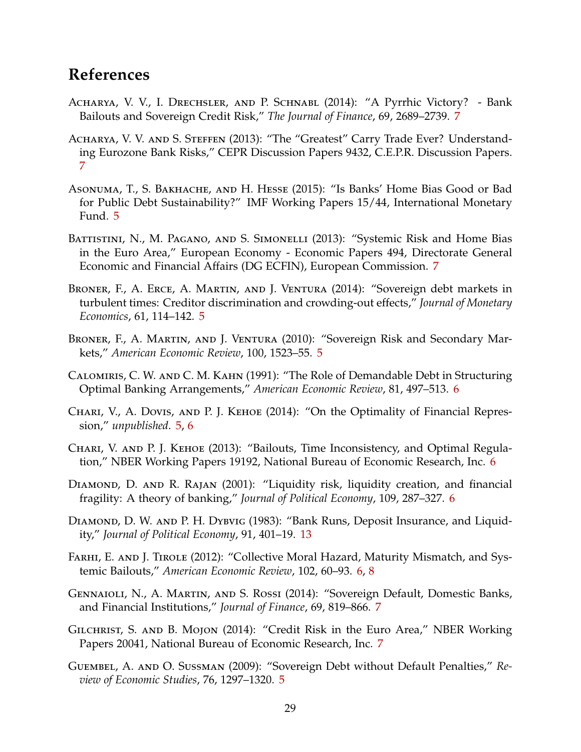## References

Acharya, V. V., I. Drechsler, and P. Schnabl (2014): "A Pyrrhic Victory? - Bank Bailouts and Sovereign Credit Risk," *The Journal of Finance*, 69, 2689–2739. 7

Acharya, V. V. and S. Steffen (2013): "The "Greatest" Carry Trade Ever? Understanding Eurozone Bank Risks," CEPR Discussion Papers 9432, C.E.P.R. Discussion Papers. 7

Asonuma, T., S. Bakhache, and H. Hesse (2015): "Is Banks' Home Bias Good or Bad for Public Debt Sustainability?" IMF Working Papers 15/44, International Monetary Fund. 5

Battistini, N., M. Pagano, and S. Simonelli (2013): "Systemic Risk and Home Bias in the Euro Area," European Economy - Economic Papers 494, Directorate General Economic and Financial Affairs (DG ECFIN), European Commission. 7

Broner, F., A. Erce, A. Martin, and J. Ventura (2014): "Sovereign debt markets in turbulent times: Creditor discrimination and crowding-out effects," *Journal of Monetary Economics*, 61, 114–142. 5

Broner, F., A. Martin, and J. Ventura (2010): "Sovereign Risk and Secondary Markets," *American Economic Review*, 100, 1523–55. 5

Calomiris, C. W. and C. M. Kahn (1991): "The Role of Demandable Debt in Structuring Optimal Banking Arrangements," *American Economic Review*, 81, 497–513. 6

Chari, V., A. Dovis, and P. J. Kehoe (2014): "On the Optimality of Financial Repression," *unpublished*. 5, 6

Chari, V. and P. J. Kehoe (2013): "Bailouts, Time Inconsistency, and Optimal Regulation," NBER Working Papers 19192, National Bureau of Economic Research, Inc. 6

Diamond, D. and R. Rajan (2001): "Liquidity risk, liquidity creation, and financial fragility: A theory of banking," *Journal of Political Economy*, 109, 287–327. 6

Diamond, D. W. and P. H. Dybvig (1983): "Bank Runs, Deposit Insurance, and Liquidity," *Journal of Political Economy*, 91, 401–19. 13

Farhi, E. and J. Tirole (2012): "Collective Moral Hazard, Maturity Mismatch, and Systemic Bailouts," *American Economic Review*, 102, 60–93. 6, 8

Gennaioli, N., A. Martin, and S. Rossi (2014): "Sovereign Default, Domestic Banks, and Financial Institutions," *Journal of Finance*, 69, 819–866. 7

Gilchrist, S. and B. Mojon (2014): "Credit Risk in the Euro Area," NBER Working Papers 20041, National Bureau of Economic Research, Inc. 7

Guembel, A. and O. Sussman (2009): "Sovereign Debt without Default Penalties," *Review of Economic Studies*, 76, 1297–1320. 5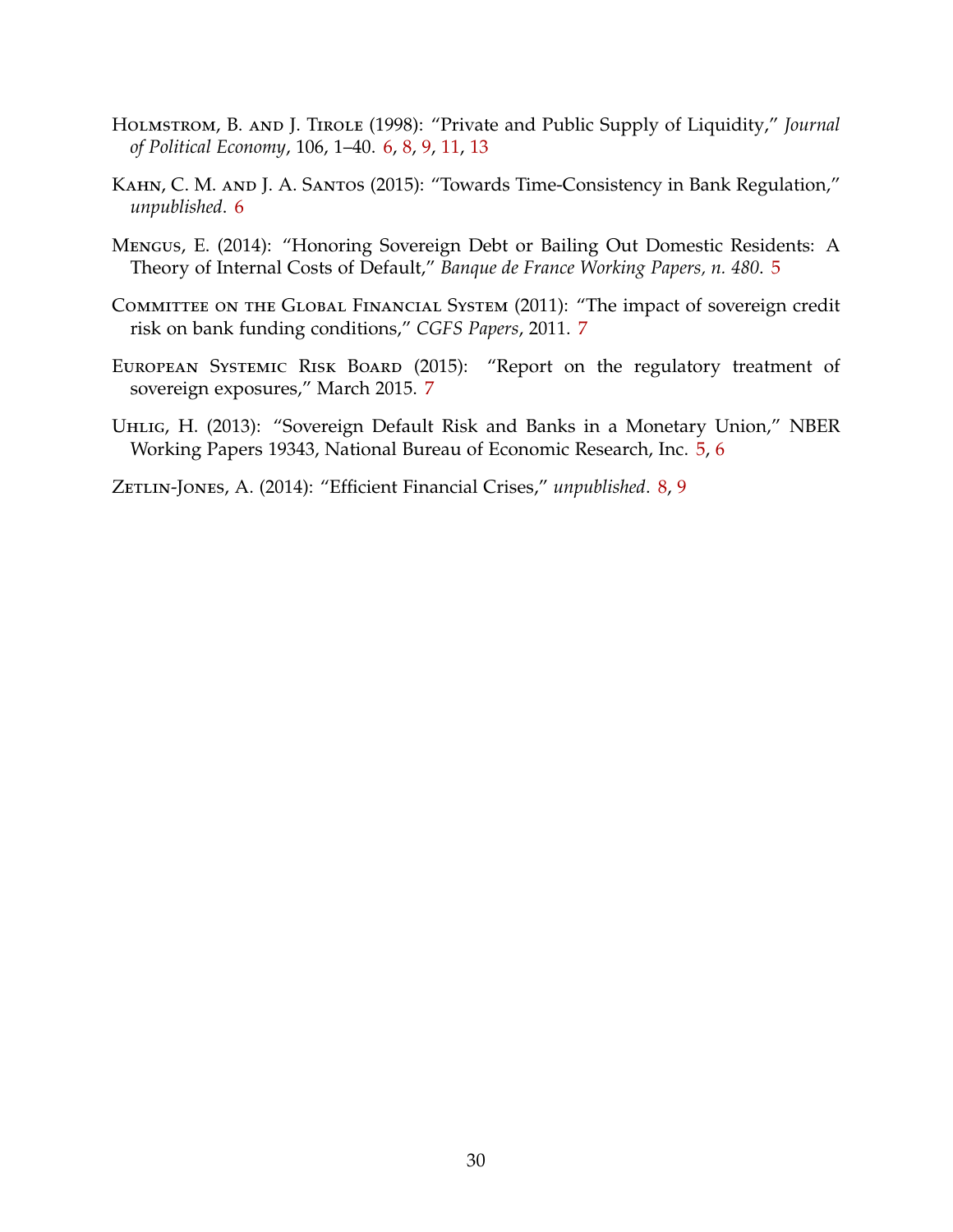Holmstrom, B. and J. Tirole (1998): "Private and Public Supply of Liquidity," *Journal of Political Economy*, 106, 1–40. 6, 8, 9, 11, 13

Kahn, C. M. and J. A. Santos (2015): "Towards Time-Consistency in Bank Regulation," *unpublished*. 6

Mengus, E. (2014): "Honoring Sovereign Debt or Bailing Out Domestic Residents: A Theory of Internal Costs of Default," *Banque de France Working Papers, n. 480*. 5

Committee on the Global Financial System (2011): "The impact of sovereign credit risk on bank funding conditions," *CGFS Papers*, 2011. 7

European Systemic Risk Board (2015): "Report on the regulatory treatment of sovereign exposures," March 2015. 7

Uhlig, H. (2013): "Sovereign Default Risk and Banks in a Monetary Union," NBER Working Papers 19343, National Bureau of Economic Research, Inc. 5, 6

Zetlin-Jones, A. (2014): "Efficient Financial Crises," *unpublished*. 8, 9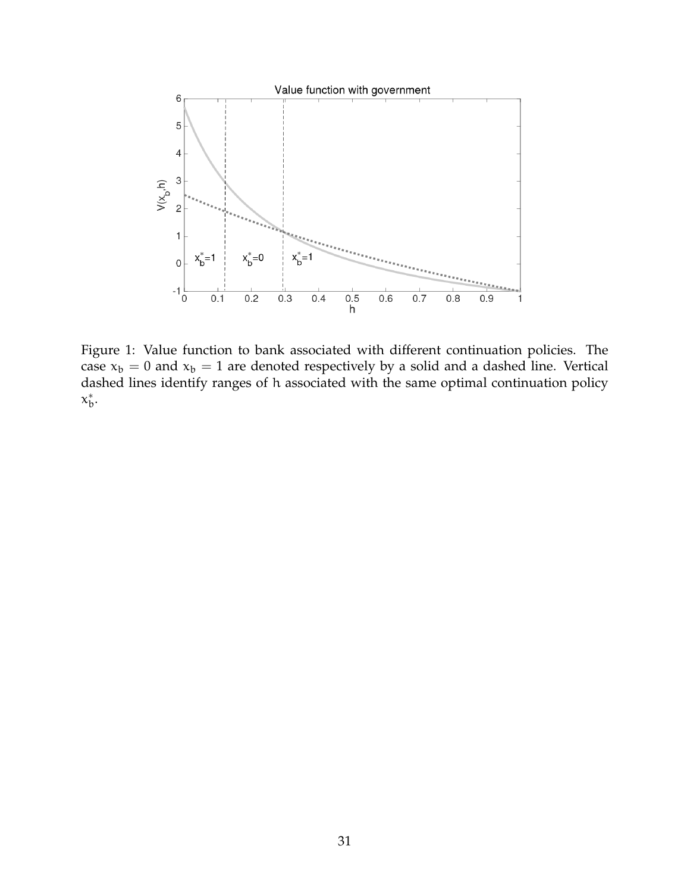Figure 1: Value function to bank associated with different continuation policies. The case $x_b = 0$ and $x_b = 1$ are denoted respectively by a solid and a dashed line. Vertical dashed lines identify ranges of $h$ associated with the same optimal continuation policy $x_b^*$.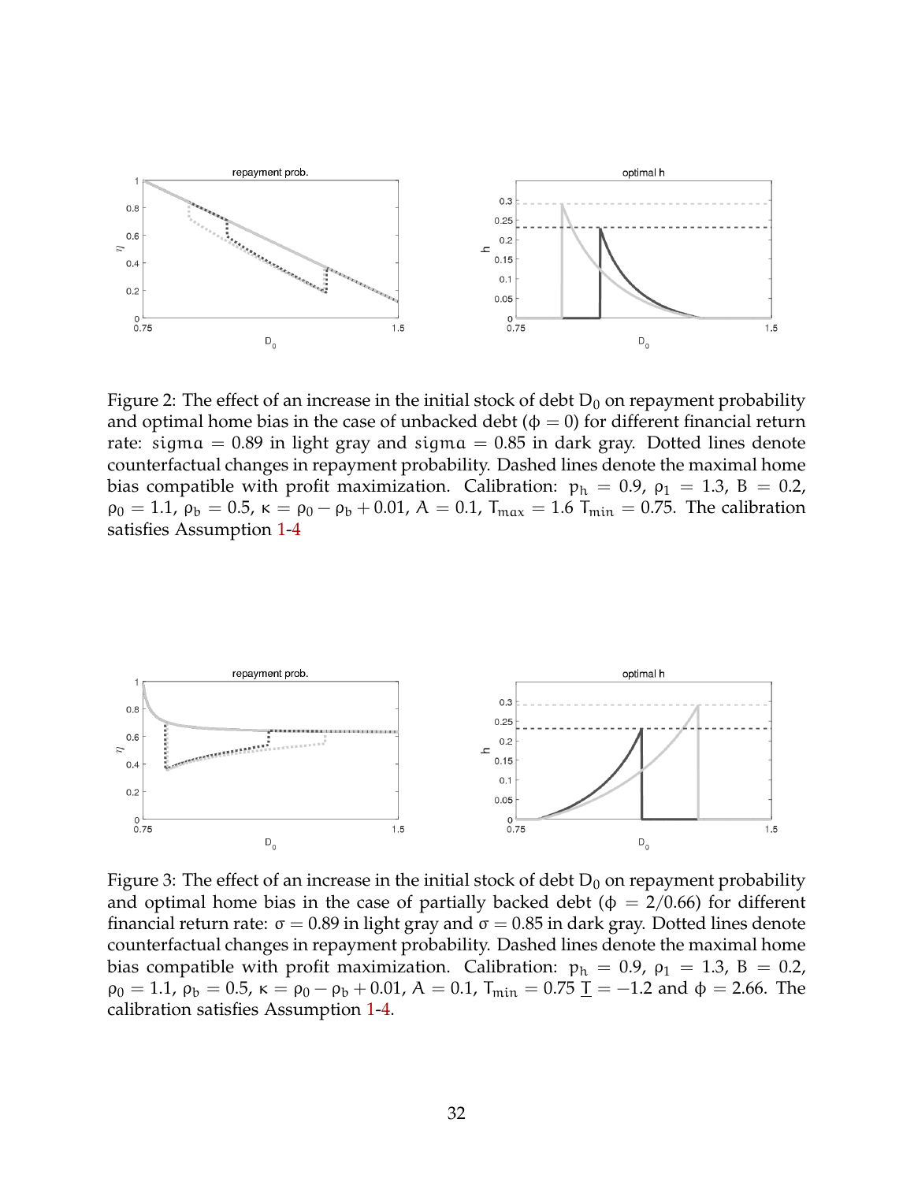Figure 2: The effect of an increase in the initial stock of debt $D_0$ on repayment probability and optimal home bias in the case of unbacked debt ($\phi = 0$) for different financial return rate: $sigma = 0.89$ in light gray and $sigma = 0.85$ in dark gray. Dotted lines denote counterfactual changes in repayment probability. Dashed lines denote the maximal home bias compatible with profit maximization. Calibration: $p_h = 0.9$, $\rho_1 = 1.3$, $B = 0.2$, $\rho_0 = 1.1$, $\rho_b = 0.5$, $\kappa = \rho_0 - \rho_b + 0.01$, $A = 0.1$, $T_{max} = 1.6$ $T_{min} = 0.75$. The calibration satisfies Assumption 1-4

Figure 3: The effect of an increase in the initial stock of debt $D_0$ on repayment probability and optimal home bias in the case of partially backed debt ($\phi = 2/0.66$) for different financial return rate: $\sigma = 0.89$ in light gray and $\sigma = 0.85$ in dark gray. Dotted lines denote counterfactual changes in repayment probability. Dashed lines denote the maximal home bias compatible with profit maximization. Calibration: $p_h = 0.9$, $\rho_1 = 1.3$, $B = 0.2$, $\rho_0 = 1.1$, $\rho_b = 0.5$, $\kappa = \rho_0 - \rho_b + 0.01$, $A = 0.1$, $T_{min} = 0.75$ $\underline{T} = -1.2$ and $\phi = 2.66$. The calibration satisfies Assumption 1-4.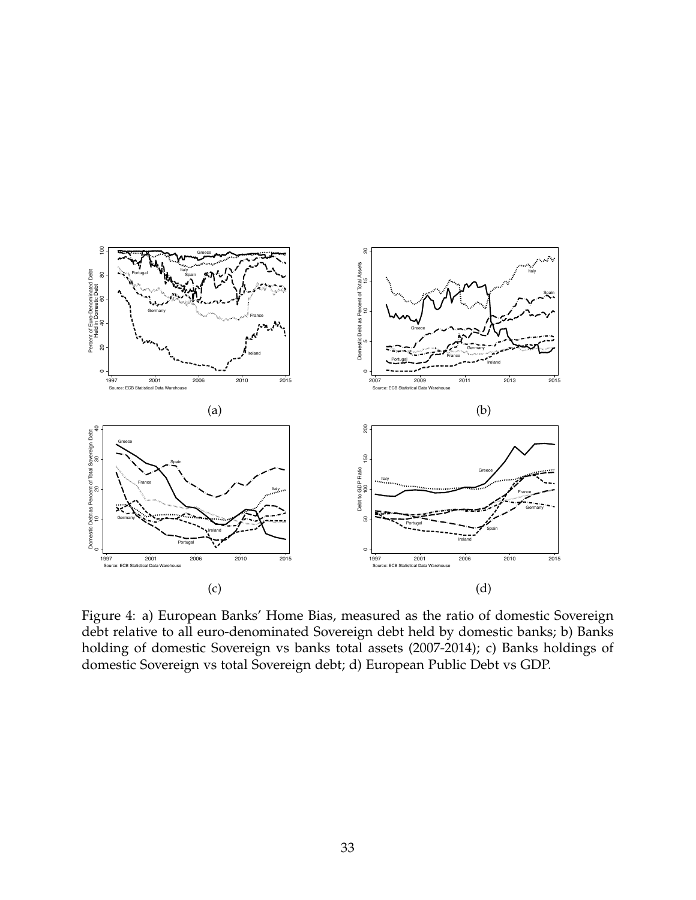(a)

(b)

(c)

(d)

Figure 4: a) European Banks' Home Bias, measured as the ratio of domestic Sovereign debt relative to all euro-denominated Sovereign debt held by domestic banks; b) Banks holding of domestic Sovereign vs banks total assets (2007-2014); c) Banks holdings of domestic Sovereign vs total Sovereign debt; d) European Public Debt vs GDP.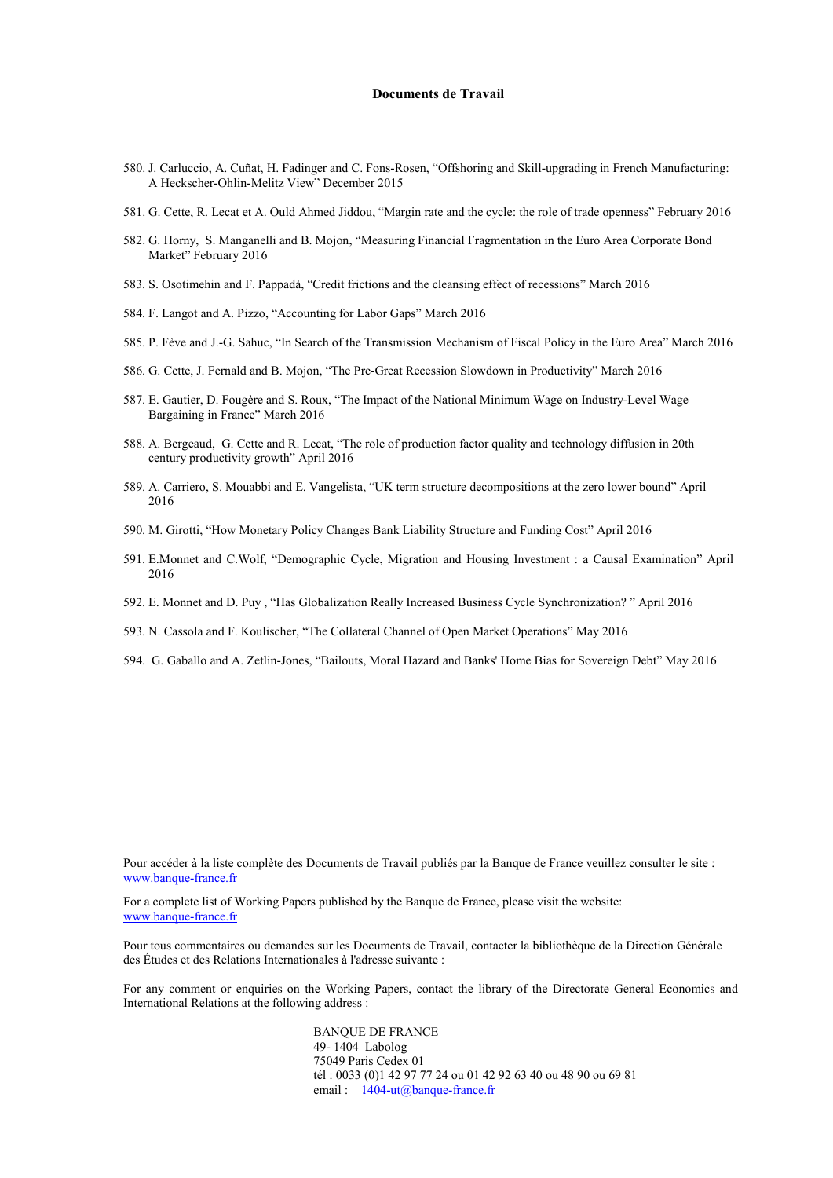# Documents de Travail

580. J. Carluccio, A. Cuñat, H. Fadinger and C. Fons-Rosen, "Offshoring and Skill-upgrading in French Manufacturing: A Heckscher-Ohlin-Melitz View" December 2015

581. G. Cette, R. Lecat et A. Ould Ahmed Jiddou, "Margin rate and the cycle: the role of trade openness" February 2016

582. G. Horny, S. Manganelli and B. Mojon, "Measuring Financial Fragmentation in the Euro Area Corporate Bond Market" February 2016

583. S. Osotimehin and F. Pappadà, "Credit frictions and the cleansing effect of recessions" March 2016

584. F. Langot and A. Pizzo, "Accounting for Labor Gaps" March 2016

585. P. Fève and J.-G. Sahuc, "In Search of the Transmission Mechanism of Fiscal Policy in the Euro Area" March 2016

586. G. Cette, J. Fernald and B. Mojon, "The Pre-Great Recession Slowdown in Productivity" March 2016

587. E. Gautier, D. Fougère and S. Roux, "The Impact of the National Minimum Wage on Industry-Level Wage Bargaining in France" March 2016

588. A. Bergeaud, G. Cette and R. Lecat, "The role of production factor quality and technology diffusion in 20th century productivity growth" April 2016

589. A. Carriero, S. Mouabbi and E. Vangelista, "UK term structure decompositions at the zero lower bound" April 2016

590. M. Girotti, "How Monetary Policy Changes Bank Liability Structure and Funding Cost" April 2016

591. E.Monnet and C.Wolf, "Demographic Cycle, Migration and Housing Investment : a Causal Examination" April 2016

592. E. Monnet and D. Puy , "Has Globalization Really Increased Business Cycle Synchronization? " April 2016

593. N. Cassola and F. Koulischer, "The Collateral Channel of Open Market Operations" May 2016

594. G. Gaballo and A. Zetlin-Jones, "Bailouts, Moral Hazard and Banks' Home Bias for Sovereign Debt" May 2016

Pour accéder à la liste complète des Documents de Travail publiés par la Banque de France veuillez consulter le site : www.banque-france.fr

For a complete list of Working Papers published by the Banque de France, please visit the website: www.banque-france.fr

Pour tous commentaires ou demandes sur les Documents de Travail, contacter la bibliothèque de la Direction Générale des Études et des Relations Internationales à l'adresse suivante :

For any comment or enquiries on the Working Papers, contact the library of the Directorate General Economics and International Relations at the following address :

BANQUE DE FRANCE
49- 1404 Labolog
75049 Paris Cedex 01
tél : 0033 (0)1 42 97 77 24 ou 01 42 92 63 40 ou 48 90 ou 69 81
email : 1404-ut@banque-france.fr